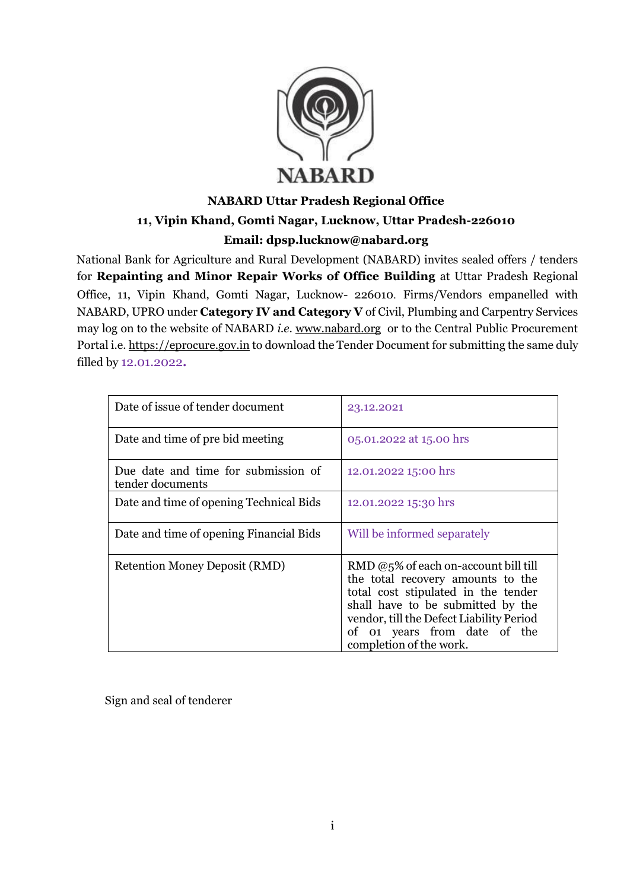**NABARD**

**NABARD Uttar Pradesh Regional Office**

**11, Vipin Khand, Gomti Nagar, Lucknow, Uttar Pradesh-226010**

**Email: dpsp.lucknow@nabard.org**

National Bank for Agriculture and Rural Development (NABARD) invites sealed offers / tenders for **Repainting and Minor Repair Works of Office Building** at Uttar Pradesh Regional Office, 11, Vipin Khand, Gomti Nagar, Lucknow- 226010. Firms/Vendors empanelled with NABARD, UPRO under **Category IV and Category V** of Civil, Plumbing and Carpentry Services may log on to the website of NABARD *i.e.* www.nabard.org or to the Central Public Procurement Portal i.e. https://eprocure.gov.in to download the Tender Document for submitting the same duly filled by 12.01.2022.

| | |
|---|---|
| Date of issue of tender document | 23.12.2021 |
| Date and time of pre bid meeting | 05.01.2022 at 15.00 hrs |
| Due date and time for submission of tender documents | 12.01.2022 15:00 hrs |
| Date and time of opening Technical Bids | 12.01.2022 15:30 hrs |
| Date and time of opening Financial Bids | Will be informed separately |
| Retention Money Deposit (RMD) | RMD @5% of each on-account bill till the total recovery amounts to the total cost stipulated in the tender shall have to be submitted by the vendor, till the Defect Liability Period of 01 years from date of the completion of the work. |

Sign and seal of tenderer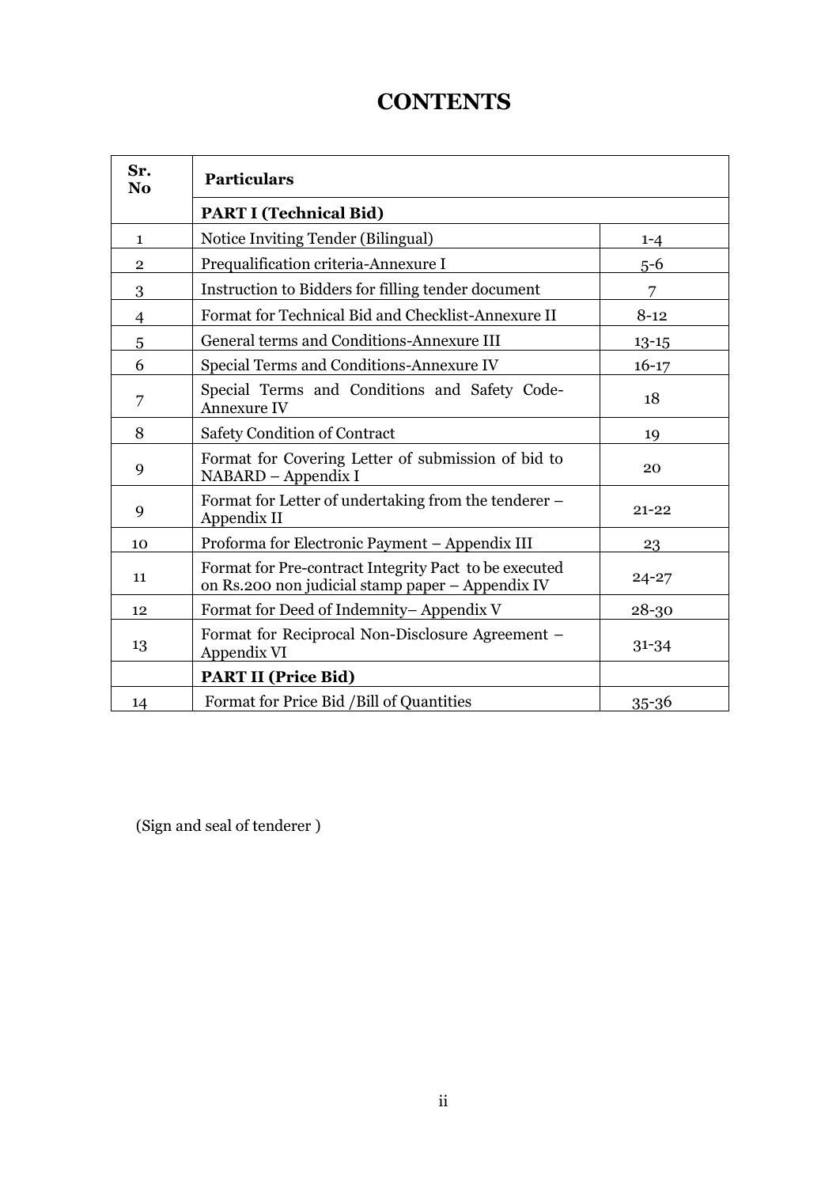# CONTENTS

| Sr. No | Particulars | |
|---|---|---|
| | **PART I (Technical Bid)** | |
| 1 | Notice Inviting Tender (Bilingual) | 1-4 |
| 2 | Prequalification criteria-Annexure I | 5-6 |
| 3 | Instruction to Bidders for filling tender document | 7 |
| 4 | Format for Technical Bid and Checklist-Annexure II | 8-12 |
| 5 | General terms and Conditions-Annexure III | 13-15 |
| 6 | Special Terms and Conditions-Annexure IV | 16-17 |
| 7 | Special Terms and Conditions and Safety Code-Annexure IV | 18 |
| 8 | Safety Condition of Contract | 19 |
| 9 | Format for Covering Letter of submission of bid to NABARD – Appendix I | 20 |
| 9 | Format for Letter of undertaking from the tenderer – Appendix II | 21-22 |
| 10 | Proforma for Electronic Payment – Appendix III | 23 |
| 11 | Format for Pre-contract Integrity Pact to be executed on Rs.200 non judicial stamp paper – Appendix IV | 24-27 |
| 12 | Format for Deed of Indemnity– Appendix V | 28-30 |
| 13 | Format for Reciprocal Non-Disclosure Agreement – Appendix VI | 31-34 |
| | **PART II (Price Bid)** | |
| 14 | Format for Price Bid /Bill of Quantities | 35-36 |

(Sign and seal of tenderer )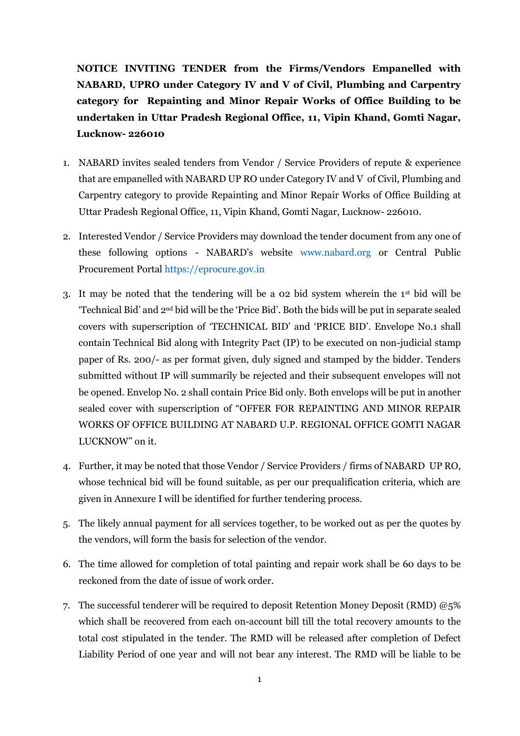**NOTICE INVITING TENDER from the Firms/Vendors Empanelled with NABARD, UPRO under Category IV and V of Civil, Plumbing and Carpentry category for Repainting and Minor Repair Works of Office Building to be undertaken in Uttar Pradesh Regional Office, 11, Vipin Khand, Gomti Nagar, Lucknow- 226010**

1. NABARD invites sealed tenders from Vendor / Service Providers of repute & experience that are empanelled with NABARD UP RO under Category IV and V of Civil, Plumbing and Carpentry category to provide Repainting and Minor Repair Works of Office Building at Uttar Pradesh Regional Office, 11, Vipin Khand, Gomti Nagar, Lucknow- 226010.

2. Interested Vendor / Service Providers may download the tender document from any one of these following options - NABARD's website www.nabard.org or Central Public Procurement Portal https://eprocure.gov.in

3. It may be noted that the tendering will be a 02 bid system wherein the 1st bid will be 'Technical Bid' and 2nd bid will be the 'Price Bid'. Both the bids will be put in separate sealed covers with superscription of 'TECHNICAL BID' and 'PRICE BID'. Envelope No.1 shall contain Technical Bid along with Integrity Pact (IP) to be executed on non-judicial stamp paper of Rs. 200/- as per format given, duly signed and stamped by the bidder. Tenders submitted without IP will summarily be rejected and their subsequent envelopes will not be opened. Envelop No. 2 shall contain Price Bid only. Both envelops will be put in another sealed cover with superscription of "OFFER FOR REPAINTING AND MINOR REPAIR WORKS OF OFFICE BUILDING AT NABARD U.P. REGIONAL OFFICE GOMTI NAGAR LUCKNOW" on it.

4. Further, it may be noted that those Vendor / Service Providers / firms of NABARD UP RO, whose technical bid will be found suitable, as per our prequalification criteria, which are given in Annexure I will be identified for further tendering process.

5. The likely annual payment for all services together, to be worked out as per the quotes by the vendors, will form the basis for selection of the vendor.

6. The time allowed for completion of total painting and repair work shall be 60 days to be reckoned from the date of issue of work order.

7. The successful tenderer will be required to deposit Retention Money Deposit (RMD) @5% which shall be recovered from each on-account bill till the total recovery amounts to the total cost stipulated in the tender. The RMD will be released after completion of Defect Liability Period of one year and will not bear any interest. The RMD will be liable to be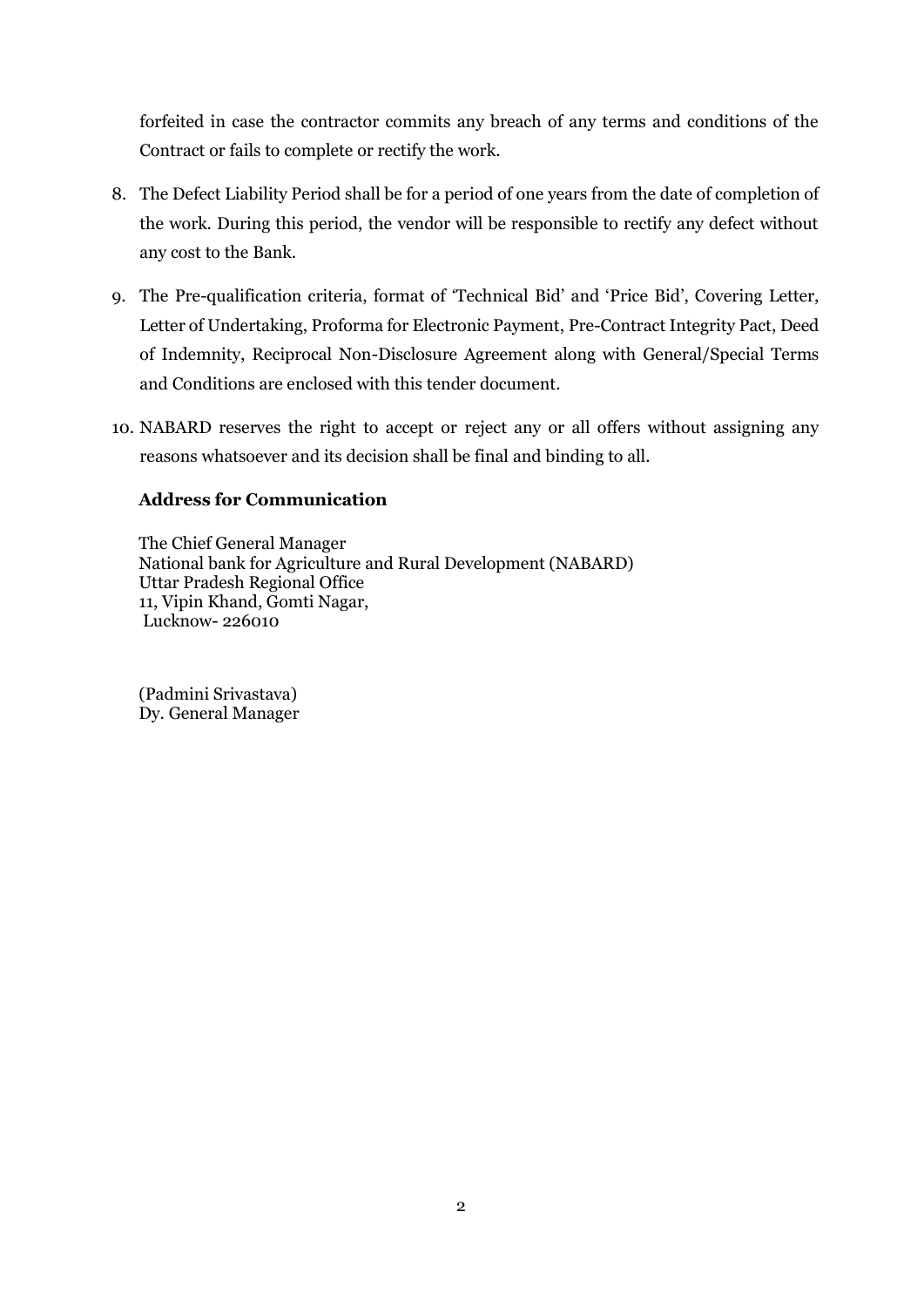forfeited in case the contractor commits any breach of any terms and conditions of the Contract or fails to complete or rectify the work.

8. The Defect Liability Period shall be for a period of one years from the date of completion of the work. During this period, the vendor will be responsible to rectify any defect without any cost to the Bank.

9. The Pre-qualification criteria, format of 'Technical Bid' and 'Price Bid', Covering Letter, Letter of Undertaking, Proforma for Electronic Payment, Pre-Contract Integrity Pact, Deed of Indemnity, Reciprocal Non-Disclosure Agreement along with General/Special Terms and Conditions are enclosed with this tender document.

10. NABARD reserves the right to accept or reject any or all offers without assigning any reasons whatsoever and its decision shall be final and binding to all.

**Address for Communication**

The Chief General Manager
National bank for Agriculture and Rural Development (NABARD)
Uttar Pradesh Regional Office
11, Vipin Khand, Gomti Nagar,
Lucknow- 226010

(Padmini Srivastava)
Dy. General Manager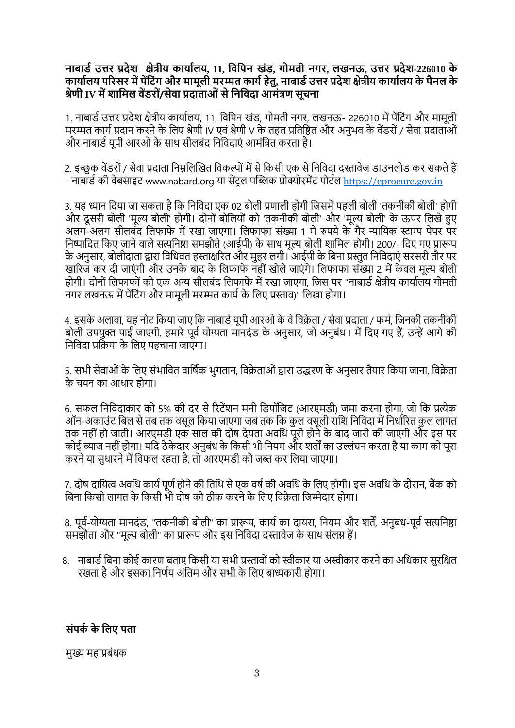**नाबार्ड उत्तर प्रदेश क्षेत्रीय कार्यालय, 11, विपिन खंड, गोमती नगर, लखनऊ, उत्तर प्रदेश-226010 के कार्यालय परिसर में पेंटिंग और मामूली मरम्मत कार्य हेतु, नाबार्ड उत्तर प्रदेश क्षेत्रीय कार्यालय के पैनल के श्रेणी IV में शामिल वेंडरों/सेवा प्रदाताओं से निविदा आमंत्रण सूचना**

1. नाबार्ड उत्तर प्रदेश क्षेत्रीय कार्यालय, 11, विपिन खंड, गोमती नगर, लखनऊ- 226010 में पेंटिंग और मामूली मरम्मत कार्य प्रदान करने के लिए श्रेणी IV एवं श्रेणी V के तहत प्रतिष्ठित और अनुभव के वेंडरों / सेवा प्रदाताओं और नाबार्ड यूपी आरओ के साथ सीलबंद निविदाएं आमंत्रित करता है।

2. इच्छुक वेंडरों / सेवा प्रदाता निम्नलिखित विकल्पों में से किसी एक से निविदा दस्तावेज डाउनलोड कर सकते हैं - नाबार्ड की वेबसाइट www.nabard.org या सेंट्रल पब्लिक प्रोक्योरमेंट पोर्टल https://eprocure.gov.in

3. यह ध्यान दिया जा सकता है कि निविदा एक 02 बोली प्रणाली होगी जिसमें पहली बोली 'तकनीकी बोली' होगी और दूसरी बोली 'मूल्य बोली' होगी। दोनों बोलियों को 'तकनीकी बोली' और 'मूल्य बोली' के ऊपर लिखे हुए अलग-अलग सीलबंद लिफाफे में रखा जाएगा। लिफाफा संख्या 1 में रुपये के गैर-न्यायिक स्टाम्प पेपर पर निष्पादित किए जाने वाले सत्यनिष्ठा समझौते (आईपी) के साथ मूल्य बोली शामिल होगी। 200/- दिए गए प्रारूप के अनुसार, बोलीदाता द्वारा विधिवत हस्ताक्षरित और मुहर लगी। आईपी के बिना प्रस्तुत निविदाएं सरसरी तौर पर खारिज कर दी जाएंगी और उनके बाद के लिफाफे नहीं खोले जाएंगे। लिफाफा संख्या 2 में केवल मूल्य बोली होगी। दोनों लिफाफों को एक अन्य सीलबंद लिफाफे में रखा जाएगा, जिस पर "नाबार्ड क्षेत्रीय कार्यालय गोमती नगर लखनऊ में पेंटिंग और मामूली मरम्मत कार्य के लिए प्रस्ताव)" लिखा होगा।

4. इसके अलावा, यह नोट किया जाए कि नाबार्ड यूपी आरओ के वे विक्रेता / सेवा प्रदाता / फर्म, जिनकी तकनीकी बोली उपयुक्त पाई जाएगी, हमारे पूर्व योग्यता मानदंड के अनुसार, जो अनुबंध I में दिए गए हैं, उन्हें आगे की निविदा प्रक्रिया के लिए पहचाना जाएगा।

5. सभी सेवाओं के लिए संभावित वार्षिक भुगतान, विक्रेताओं द्वारा उद्धरण के अनुसार तैयार किया जाना, विक्रेता के चयन का आधार होगा।

6. सफल निविदाकार को 5% की दर से रिटेंशन मनी डिपॉजिट (आरएमडी) जमा करना होगा, जो कि प्रत्येक ऑन-अकाउंट बिल से तब तक वसूल किया जाएगा जब तक कि कुल वसूली राशि निविदा में निर्धारित कुल लागत तक नहीं हो जाती। आरएमडी एक साल की दोष देयता अवधि पूरी होने के बाद जारी की जाएगी और इस पर कोई ब्याज नहीं होगा। यदि ठेकेदार अनुबंध के किसी भी नियम और शर्तों का उल्लंघन करता है या काम को पूरा करने या सुधारने में विफल रहता है, तो आरएमडी को जब्त कर लिया जाएगा।

7. दोष दायित्व अवधि कार्य पूर्ण होने की तिथि से एक वर्ष की अवधि के लिए होगी। इस अवधि के दौरान, बैंक को बिना किसी लागत के किसी भी दोष को ठीक करने के लिए विक्रेता जिम्मेदार होगा।

8. पूर्व-योग्यता मानदंड, "तकनीकी बोली" का प्रारूप, कार्य का दायरा, नियम और शर्तें, अनुबंध-पूर्व सत्यनिष्ठा समझौता और "मूल्य बोली" का प्रारूप और इस निविदा दस्तावेज के साथ संलग्न हैं।

8. नाबार्ड बिना कोई कारण बताए किसी या सभी प्रस्तावों को स्वीकार या अस्वीकार करने का अधिकार सुरक्षित रखता है और इसका निर्णय अंतिम और सभी के लिए बाध्यकारी होगा।

**संपर्क के लिए पता**

मुख्य महाप्रबंधक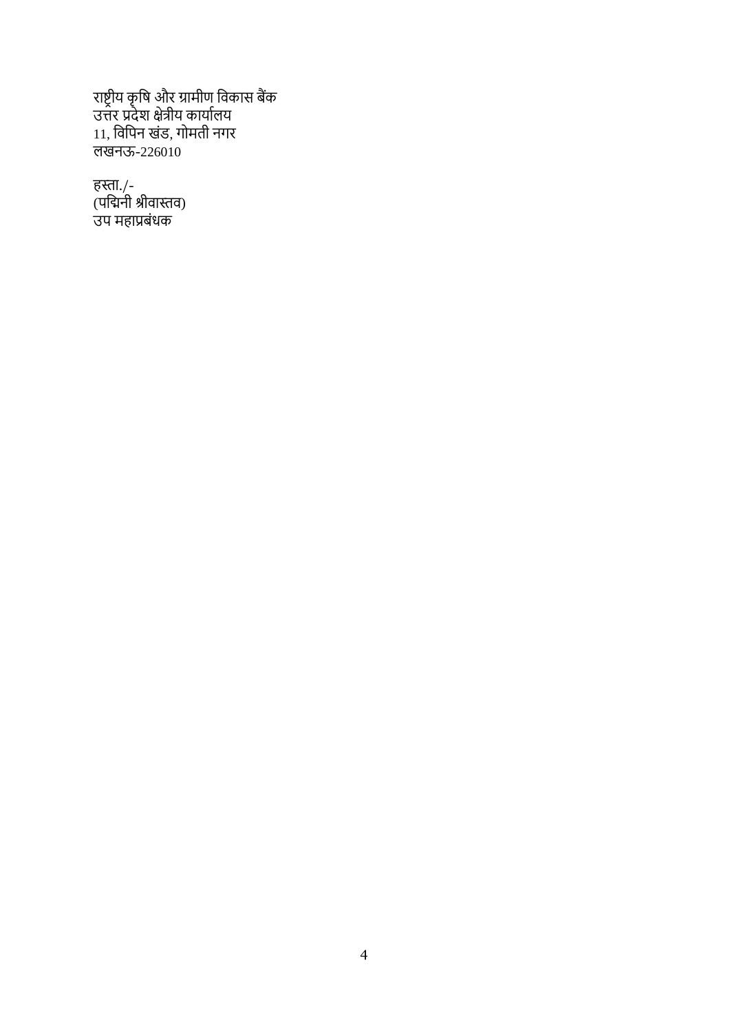राष्ट्रीय कृषि और ग्रामीण विकास बैंक  
उत्तर प्रदेश क्षेत्रीय कार्यालय  
11, विपिन खंड, गोमती नगर  
लखनऊ-226010

हस्ता./-  
(पद्मिनी श्रीवास्तव)  
उप महाप्रबंधक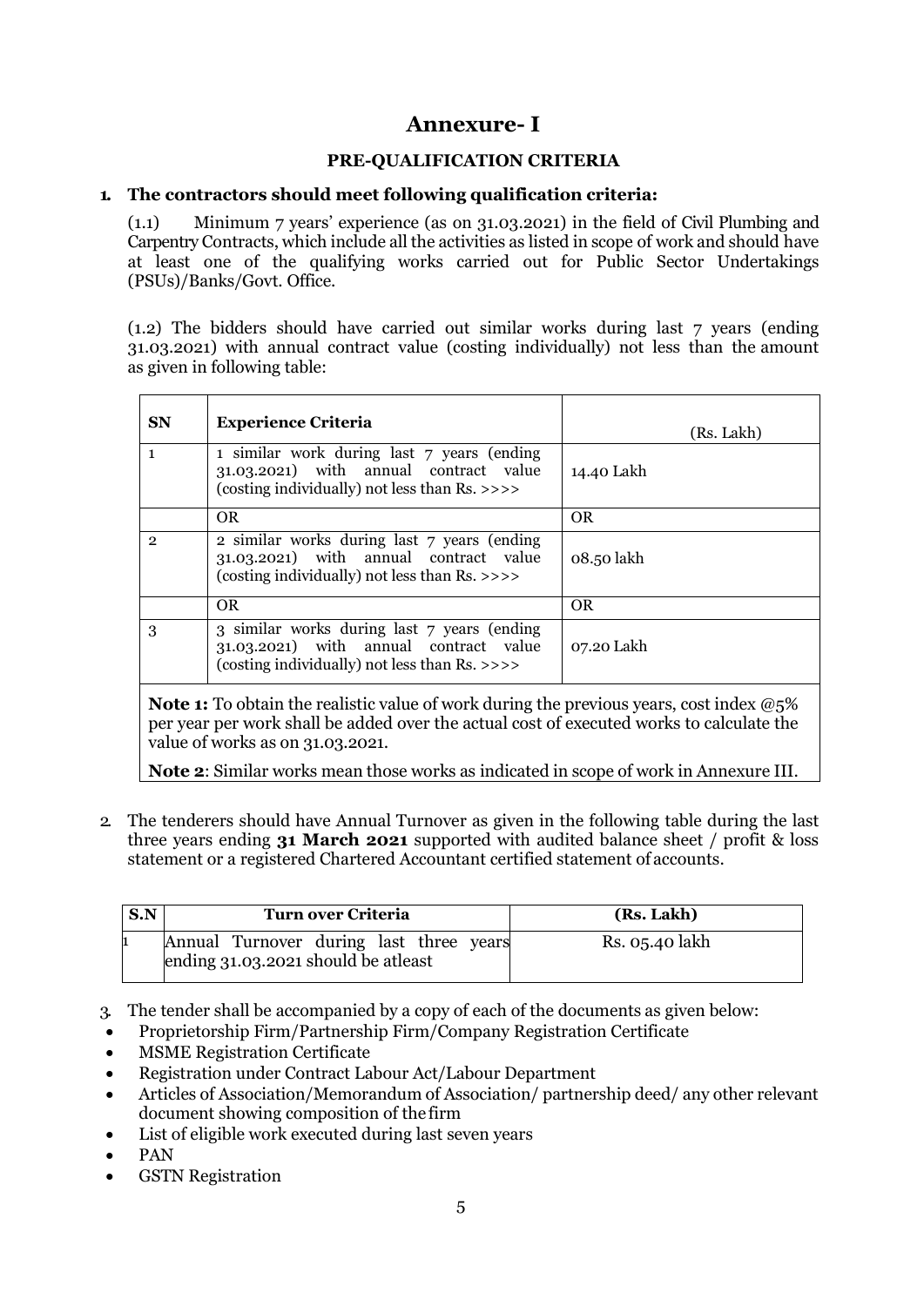# Annexure- I

## PRE-QUALIFICATION CRITERIA

**1. The contractors should meet following qualification criteria:**

(1.1) Minimum 7 years' experience (as on 31.03.2021) in the field of Civil Plumbing and Carpentry Contracts, which include all the activities as listed in scope of work and should have at least one of the qualifying works carried out for Public Sector Undertakings (PSUs)/Banks/Govt. Office.

(1.2) The bidders should have carried out similar works during last 7 years (ending 31.03.2021) with annual contract value (costing individually) not less than the amount as given in following table:

| SN | Experience Criteria | (Rs. Lakh) |
|---|---|---|
| 1 | 1 similar work during last 7 years (ending 31.03.2021) with annual contract value (costing individually) not less than Rs. >>>> | 14.40 Lakh |
| | OR | OR |
| 2 | 2 similar works during last 7 years (ending 31.03.2021) with annual contract value (costing individually) not less than Rs. >>>> | 08.50 lakh |
| | OR | OR |
| 3 | 3 similar works during last 7 years (ending 31.03.2021) with annual contract value (costing individually) not less than Rs. >>>> | 07.20 Lakh |

**Note 1:** To obtain the realistic value of work during the previous years, cost index @5% per year per work shall be added over the actual cost of executed works to calculate the value of works as on 31.03.2021.

**Note 2**: Similar works mean those works as indicated in scope of work in Annexure III.

2. The tenderers should have Annual Turnover as given in the following table during the last three years ending **31 March 2021** supported with audited balance sheet / profit & loss statement or a registered Chartered Accountant certified statement of accounts.

| S.N | Turn over Criteria | (Rs. Lakh) |
|---|---|---|
| 1 | Annual Turnover during last three years ending 31.03.2021 should be atleast | Rs. 05.40 lakh |

3. The tender shall be accompanied by a copy of each of the documents as given below:

- Proprietorship Firm/Partnership Firm/Company Registration Certificate
- MSME Registration Certificate
- Registration under Contract Labour Act/Labour Department
- Articles of Association/Memorandum of Association/ partnership deed/ any other relevant document showing composition of the firm
- List of eligible work executed during last seven years
- PAN
- GSTN Registration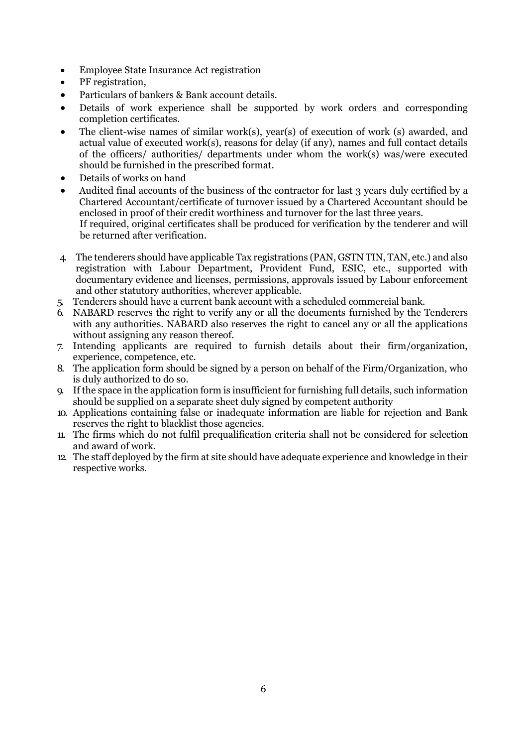- Employee State Insurance Act registration
- PF registration,
- Particulars of bankers & Bank account details.
- Details of work experience shall be supported by work orders and corresponding completion certificates.
- The client-wise names of similar work(s), year(s) of execution of work (s) awarded, and actual value of executed work(s), reasons for delay (if any), names and full contact details of the officers/ authorities/ departments under whom the work(s) was/were executed should be furnished in the prescribed format.
- Details of works on hand
- Audited final accounts of the business of the contractor for last 3 years duly certified by a Chartered Accountant/certificate of turnover issued by a Chartered Accountant should be enclosed in proof of their credit worthiness and turnover for the last three years.
  If required, original certificates shall be produced for verification by the tenderer and will be returned after verification.

4. The tenderers should have applicable Tax registrations (PAN, GSTN TIN, TAN, etc.) and also registration with Labour Department, Provident Fund, ESIC, etc., supported with documentary evidence and licenses, permissions, approvals issued by Labour enforcement and other statutory authorities, wherever applicable.
5. Tenderers should have a current bank account with a scheduled commercial bank.
6. NABARD reserves the right to verify any or all the documents furnished by the Tenderers with any authorities. NABARD also reserves the right to cancel any or all the applications without assigning any reason thereof.
7. Intending applicants are required to furnish details about their firm/organization, experience, competence, etc.
8. The application form should be signed by a person on behalf of the Firm/Organization, who is duly authorized to do so.
9. If the space in the application form is insufficient for furnishing full details, such information should be supplied on a separate sheet duly signed by competent authority
10. Applications containing false or inadequate information are liable for rejection and Bank reserves the right to blacklist those agencies.
11. The firms which do not fulfil prequalification criteria shall not be considered for selection and award of work.
12. The staff deployed by the firm at site should have adequate experience and knowledge in their respective works.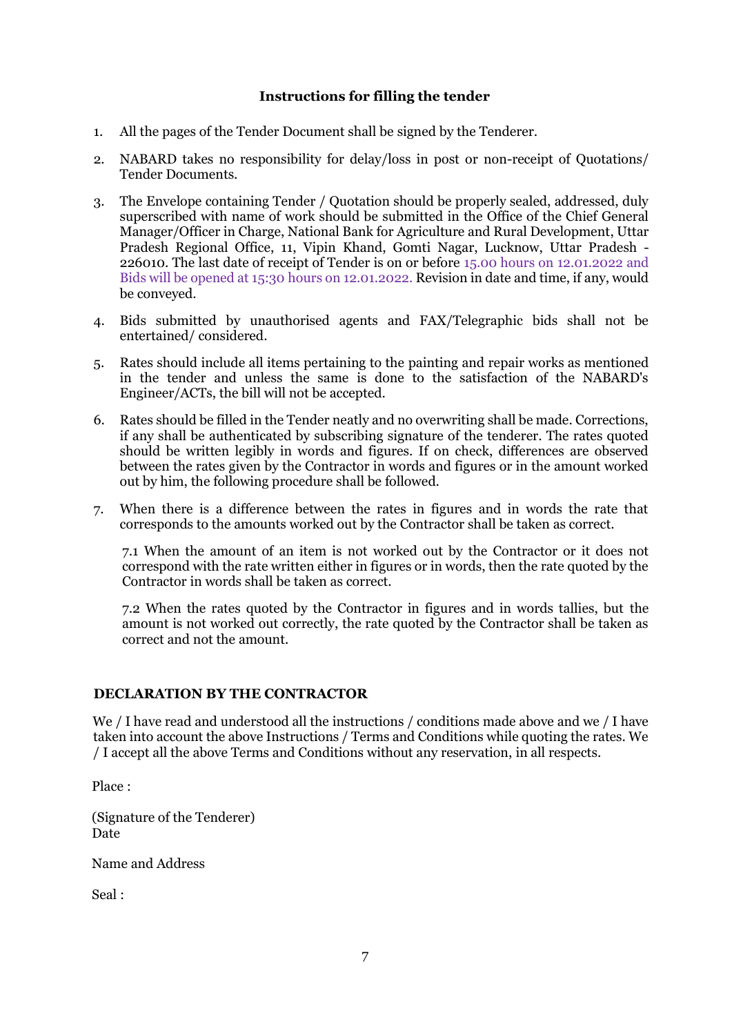## Instructions for filling the tender

1. All the pages of the Tender Document shall be signed by the Tenderer.
2. NABARD takes no responsibility for delay/loss in post or non-receipt of Quotations/ Tender Documents.
3. The Envelope containing Tender / Quotation should be properly sealed, addressed, duly superscribed with name of work should be submitted in the Office of the Chief General Manager/Officer in Charge, National Bank for Agriculture and Rural Development, Uttar Pradesh Regional Office, 11, Vipin Khand, Gomti Nagar, Lucknow, Uttar Pradesh - 226010. The last date of receipt of Tender is on or before 15.00 hours on 12.01.2022 and Bids will be opened at 15:30 hours on 12.01.2022. Revision in date and time, if any, would be conveyed.
4. Bids submitted by unauthorised agents and FAX/Telegraphic bids shall not be entertained/ considered.
5. Rates should include all items pertaining to the painting and repair works as mentioned in the tender and unless the same is done to the satisfaction of the NABARD's Engineer/ACTs, the bill will not be accepted.
6. Rates should be filled in the Tender neatly and no overwriting shall be made. Corrections, if any shall be authenticated by subscribing signature of the tenderer. The rates quoted should be written legibly in words and figures. If on check, differences are observed between the rates given by the Contractor in words and figures or in the amount worked out by him, the following procedure shall be followed.
7. When there is a difference between the rates in figures and in words the rate that corresponds to the amounts worked out by the Contractor shall be taken as correct.

   7.1 When the amount of an item is not worked out by the Contractor or it does not correspond with the rate written either in figures or in words, then the rate quoted by the Contractor in words shall be taken as correct.

   7.2 When the rates quoted by the Contractor in figures and in words tallies, but the amount is not worked out correctly, the rate quoted by the Contractor shall be taken as correct and not the amount.

### DECLARATION BY THE CONTRACTOR

We / I have read and understood all the instructions / conditions made above and we / I have taken into account the above Instructions / Terms and Conditions while quoting the rates. We / I accept all the above Terms and Conditions without any reservation, in all respects.

Place :

(Signature of the Tenderer)
Date

Name and Address

Seal :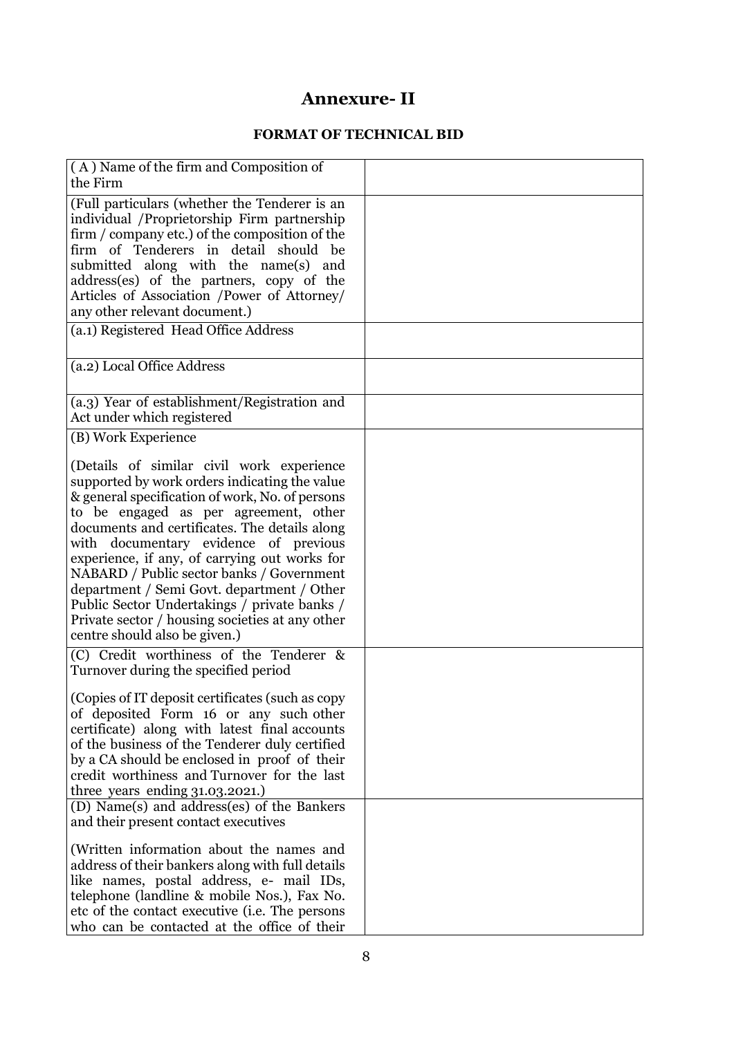# Annexure- II

## FORMAT OF TECHNICAL BID

| | |
|---|---|
| ( A ) Name of the firm and Composition of the Firm | |
| (Full particulars (whether the Tenderer is an individual /Proprietorship Firm partnership firm / company etc.) of the composition of the firm of Tenderers in detail should be submitted along with the name(s) and address(es) of the partners, copy of the Articles of Association /Power of Attorney/ any other relevant document.) | |
| (a.1) Registered Head Office Address | |
| (a.2) Local Office Address | |
| (a.3) Year of establishment/Registration and Act under which registered | |
| (B) Work Experience<br><br>(Details of similar civil work experience supported by work orders indicating the value & general specification of work, No. of persons to be engaged as per agreement, other documents and certificates. The details along with documentary evidence of previous experience, if any, of carrying out works for NABARD / Public sector banks / Government department / Semi Govt. department / Other Public Sector Undertakings / private banks / Private sector / housing societies at any other centre should also be given.) | |
| (C) Credit worthiness of the Tenderer & Turnover during the specified period<br><br>(Copies of IT deposit certificates (such as copy of deposited Form 16 or any such other certificate) along with latest final accounts of the business of the Tenderer duly certified by a CA should be enclosed in proof of their credit worthiness and Turnover for the last three years ending 31.03.2021.) | |
| (D) Name(s) and address(es) of the Bankers and their present contact executives<br><br>(Written information about the names and address of their bankers along with full details like names, postal address, e- mail IDs, telephone (landline & mobile Nos.), Fax No. etc of the contact executive (i.e. The persons who can be contacted at the office of their | |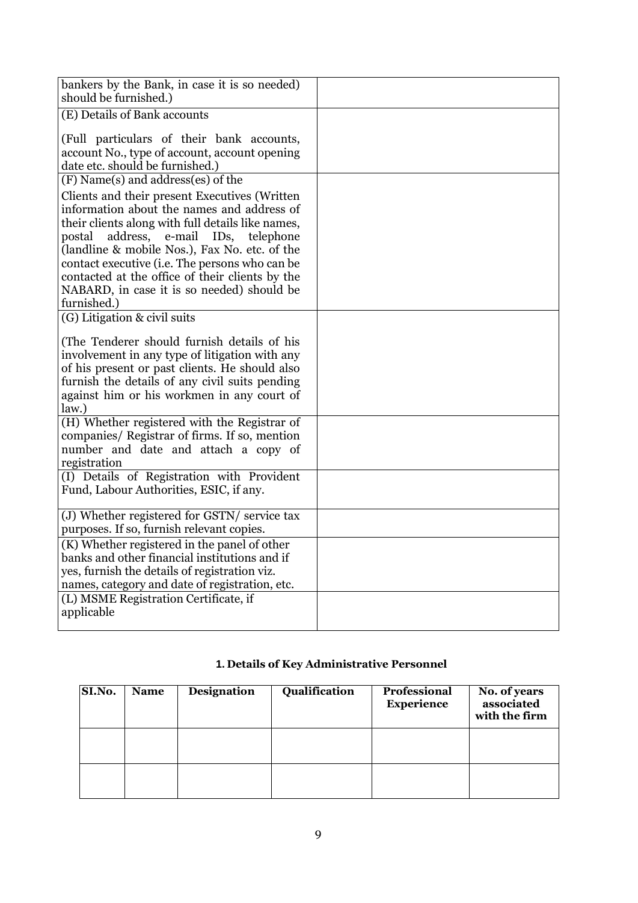| | |
|---|---|
| bankers by the Bank, in case it is so needed) should be furnished.) | |
| (E) Details of Bank accounts<br><br>(Full particulars of their bank accounts, account No., type of account, account opening date etc. should be furnished.) | |
| (F) Name(s) and address(es) of the<br><br>Clients and their present Executives (Written information about the names and address of their clients along with full details like names, postal address, e-mail IDs, telephone (landline & mobile Nos.), Fax No. etc. of the contact executive (i.e. The persons who can be contacted at the office of their clients by the NABARD, in case it is so needed) should be furnished.) | |
| (G) Litigation & civil suits<br><br>(The Tenderer should furnish details of his involvement in any type of litigation with any of his present or past clients. He should also furnish the details of any civil suits pending against him or his workmen in any court of law.) | |
| (H) Whether registered with the Registrar of companies/ Registrar of firms. If so, mention number and date and attach a copy of registration | |
| (I) Details of Registration with Provident Fund, Labour Authorities, ESIC, if any. | |
| (J) Whether registered for GSTN/ service tax purposes. If so, furnish relevant copies. | |
| (K) Whether registered in the panel of other banks and other financial institutions and if yes, furnish the details of registration viz. names, category and date of registration, etc. | |
| (L) MSME Registration Certificate, if applicable | |

**1. Details of Key Administrative Personnel**

| SI.No. | Name | Designation | Qualification | Professional Experience | No. of years associated with the firm |
|---|---|---|---|---|---|
| | | | | | |
| | | | | | |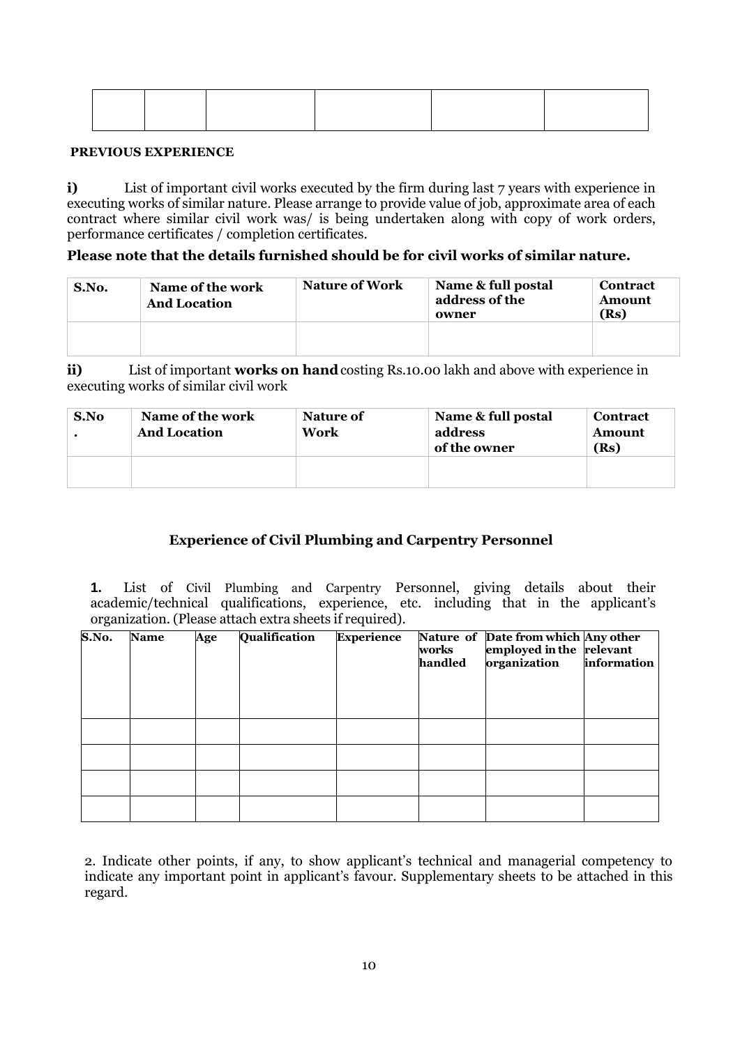| | | | | | |
|---|---|---|---|---|---|
| | | | | | |

**PREVIOUS EXPERIENCE**

**i)** List of important civil works executed by the firm during last 7 years with experience in executing works of similar nature. Please arrange to provide value of job, approximate area of each contract where similar civil work was/ is being undertaken along with copy of work orders, performance certificates / completion certificates.

**Please note that the details furnished should be for civil works of similar nature.**

| S.No. | Name of the work And Location | Nature of Work | Name & full postal address of the owner | Contract Amount (Rs) |
|---|---|---|---|---|
| | | | | |

**ii)** List of important **works on hand** costing Rs.10.00 lakh and above with experience in executing works of similar civil work

| S.No. | Name of the work And Location | Nature of Work | Name & full postal address of the owner | Contract Amount (Rs) |
|---|---|---|---|---|
| | | | | |

### Experience of Civil Plumbing and Carpentry Personnel

**1.** List of Civil Plumbing and Carpentry Personnel, giving details about their academic/technical qualifications, experience, etc. including that in the applicant's organization. (Please attach extra sheets if required).

| S.No. | Name | Age | Qualification | Experience | Nature of works handled | Date from which employed in the organization | Any other relevant information |
|---|---|---|---|---|---|---|---|
| | | | | | | | |
| | | | | | | | |
| | | | | | | | |
| | | | | | | | |

2. Indicate other points, if any, to show applicant's technical and managerial competency to indicate any important point in applicant's favour. Supplementary sheets to be attached in this regard.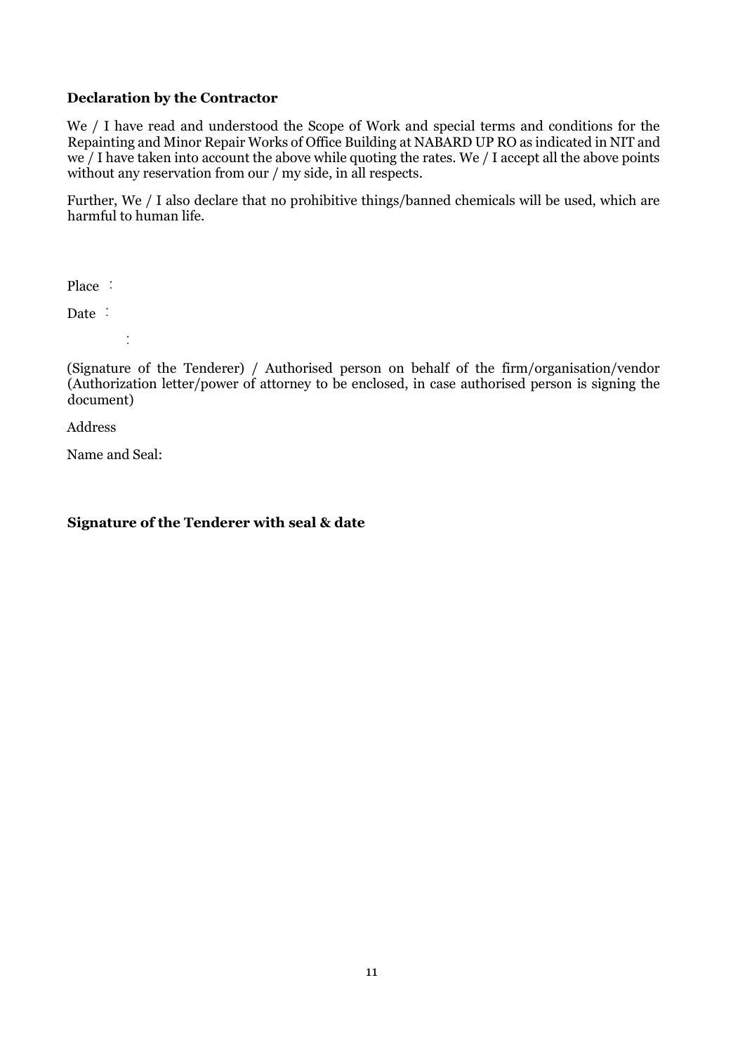**Declaration by the Contractor**

We / I have read and understood the Scope of Work and special terms and conditions for the Repainting and Minor Repair Works of Office Building at NABARD UP RO as indicated in NIT and we / I have taken into account the above while quoting the rates. We / I accept all the above points without any reservation from our / my side, in all respects.

Further, We / I also declare that no prohibitive things/banned chemicals will be used, which are harmful to human life.

Place :

Date :

:

(Signature of the Tenderer) / Authorised person on behalf of the firm/organisation/vendor (Authorization letter/power of attorney to be enclosed, in case authorised person is signing the document)

Address

Name and Seal:

**Signature of the Tenderer with seal & date**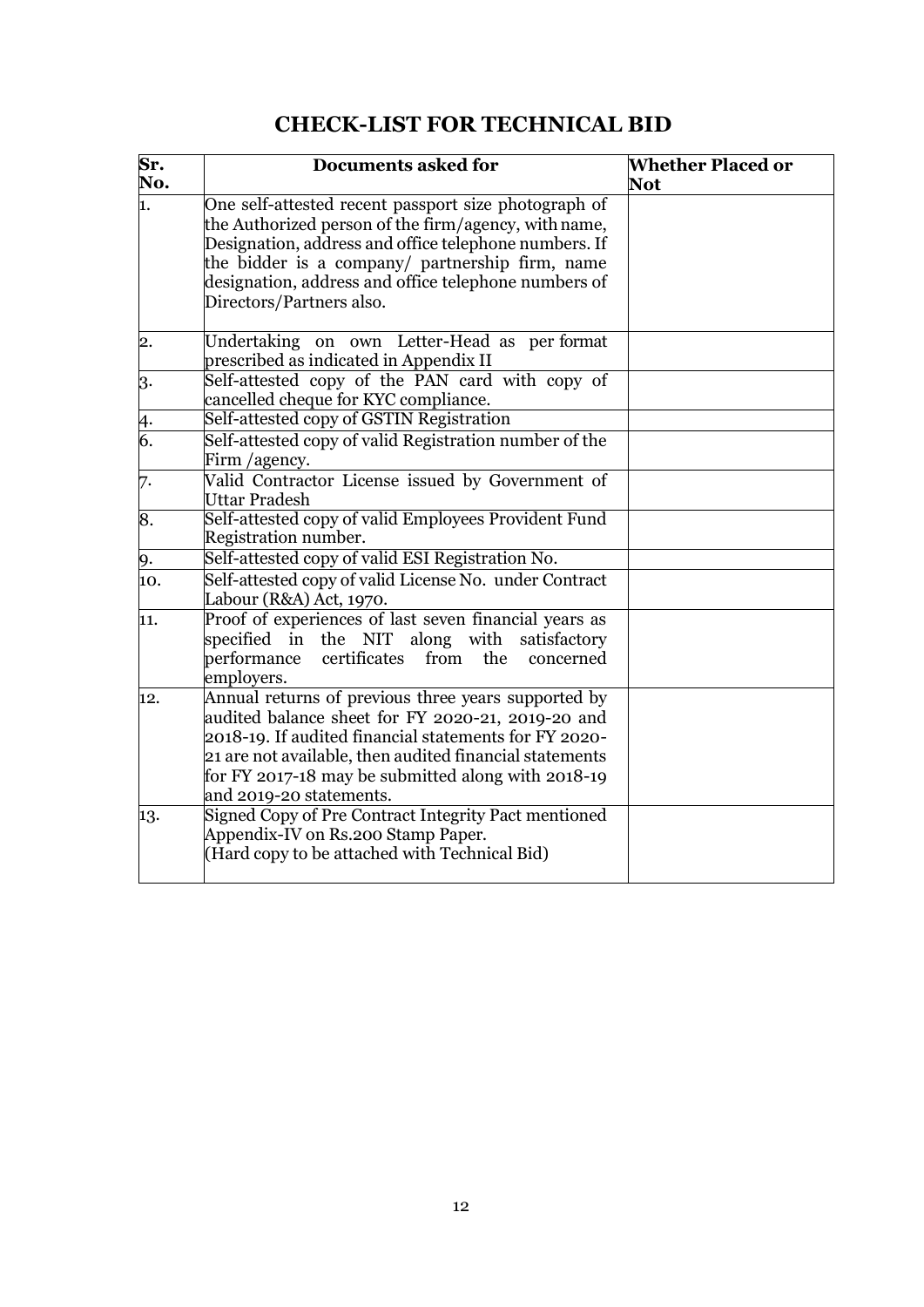# CHECK-LIST FOR TECHNICAL BID

| Sr. No. | Documents asked for | Whether Placed or Not |
|---|---|---|
| 1. | One self-attested recent passport size photograph of the Authorized person of the firm/agency, with name, Designation, address and office telephone numbers. If the bidder is a company/ partnership firm, name designation, address and office telephone numbers of Directors/Partners also. | |
| 2. | Undertaking on own Letter-Head as per format prescribed as indicated in Appendix II | |
| 3. | Self-attested copy of the PAN card with copy of cancelled cheque for KYC compliance. | |
| 4. | Self-attested copy of GSTIN Registration | |
| 6. | Self-attested copy of valid Registration number of the Firm /agency. | |
| 7. | Valid Contractor License issued by Government of Uttar Pradesh | |
| 8. | Self-attested copy of valid Employees Provident Fund Registration number. | |
| 9. | Self-attested copy of valid ESI Registration No. | |
| 10. | Self-attested copy of valid License No. under Contract Labour (R&A) Act, 1970. | |
| 11. | Proof of experiences of last seven financial years as specified in the NIT along with satisfactory performance certificates from the concerned employers. | |
| 12. | Annual returns of previous three years supported by audited balance sheet for FY 2020-21, 2019-20 and 2018-19. If audited financial statements for FY 2020-21 are not available, then audited financial statements for FY 2017-18 may be submitted along with 2018-19 and 2019-20 statements. | |
| 13. | Signed Copy of Pre Contract Integrity Pact mentioned Appendix-IV on Rs.200 Stamp Paper. (Hard copy to be attached with Technical Bid) | |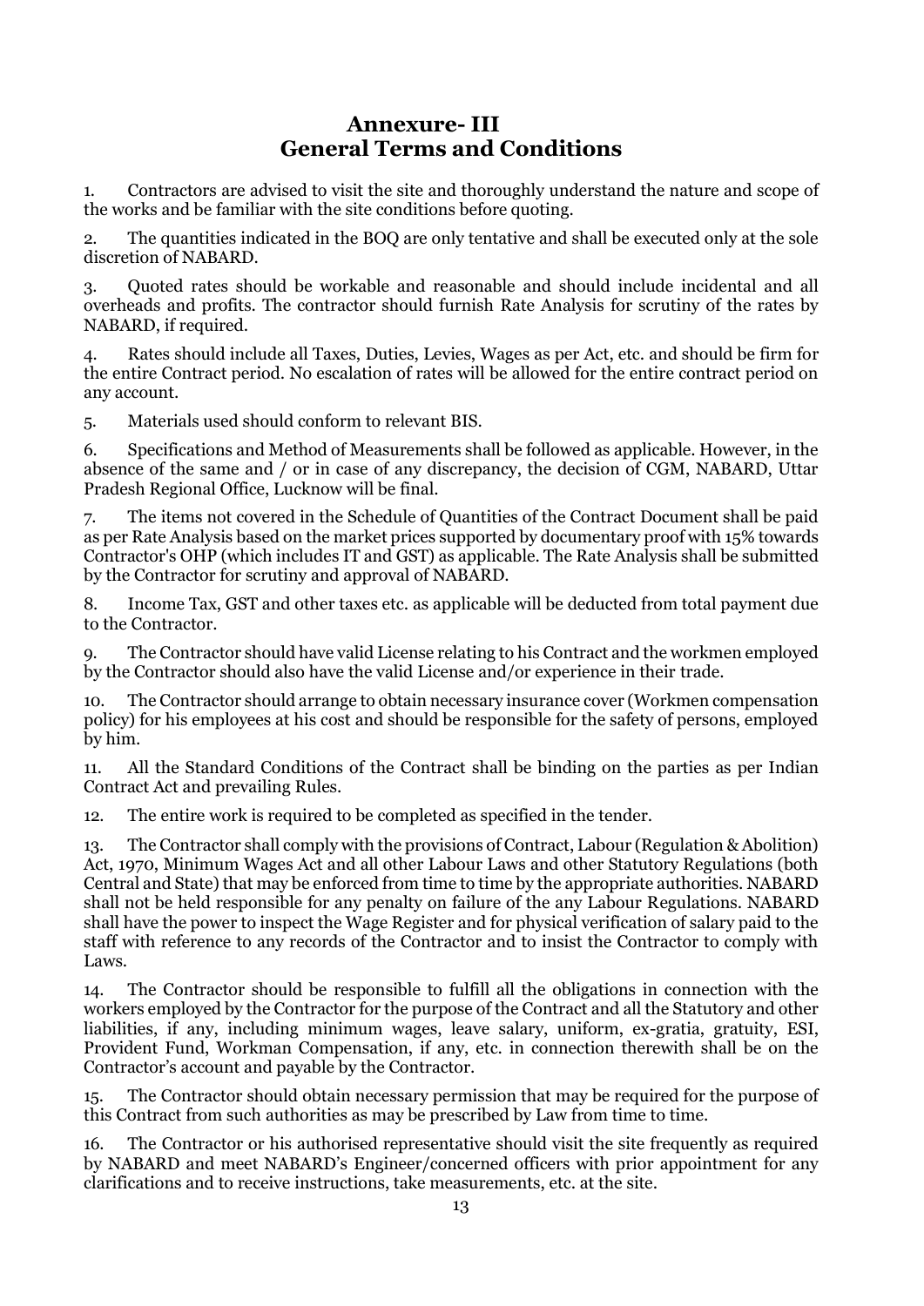# Annexure- III
## General Terms and Conditions

1. Contractors are advised to visit the site and thoroughly understand the nature and scope of the works and be familiar with the site conditions before quoting.

2. The quantities indicated in the BOQ are only tentative and shall be executed only at the sole discretion of NABARD.

3. Quoted rates should be workable and reasonable and should include incidental and all overheads and profits. The contractor should furnish Rate Analysis for scrutiny of the rates by NABARD, if required.

4. Rates should include all Taxes, Duties, Levies, Wages as per Act, etc. and should be firm for the entire Contract period. No escalation of rates will be allowed for the entire contract period on any account.

5. Materials used should conform to relevant BIS.

6. Specifications and Method of Measurements shall be followed as applicable. However, in the absence of the same and / or in case of any discrepancy, the decision of CGM, NABARD, Uttar Pradesh Regional Office, Lucknow will be final.

7. The items not covered in the Schedule of Quantities of the Contract Document shall be paid as per Rate Analysis based on the market prices supported by documentary proof with 15% towards Contractor's OHP (which includes IT and GST) as applicable. The Rate Analysis shall be submitted by the Contractor for scrutiny and approval of NABARD.

8. Income Tax, GST and other taxes etc. as applicable will be deducted from total payment due to the Contractor.

9. The Contractor should have valid License relating to his Contract and the workmen employed by the Contractor should also have the valid License and/or experience in their trade.

10. The Contractor should arrange to obtain necessary insurance cover (Workmen compensation policy) for his employees at his cost and should be responsible for the safety of persons, employed by him.

11. All the Standard Conditions of the Contract shall be binding on the parties as per Indian Contract Act and prevailing Rules.

12. The entire work is required to be completed as specified in the tender.

13. The Contractor shall comply with the provisions of Contract, Labour (Regulation & Abolition) Act, 1970, Minimum Wages Act and all other Labour Laws and other Statutory Regulations (both Central and State) that may be enforced from time to time by the appropriate authorities. NABARD shall not be held responsible for any penalty on failure of the any Labour Regulations. NABARD shall have the power to inspect the Wage Register and for physical verification of salary paid to the staff with reference to any records of the Contractor and to insist the Contractor to comply with Laws.

14. The Contractor should be responsible to fulfill all the obligations in connection with the workers employed by the Contractor for the purpose of the Contract and all the Statutory and other liabilities, if any, including minimum wages, leave salary, uniform, ex-gratia, gratuity, ESI, Provident Fund, Workman Compensation, if any, etc. in connection therewith shall be on the Contractor's account and payable by the Contractor.

15. The Contractor should obtain necessary permission that may be required for the purpose of this Contract from such authorities as may be prescribed by Law from time to time.

16. The Contractor or his authorised representative should visit the site frequently as required by NABARD and meet NABARD's Engineer/concerned officers with prior appointment for any clarifications and to receive instructions, take measurements, etc. at the site.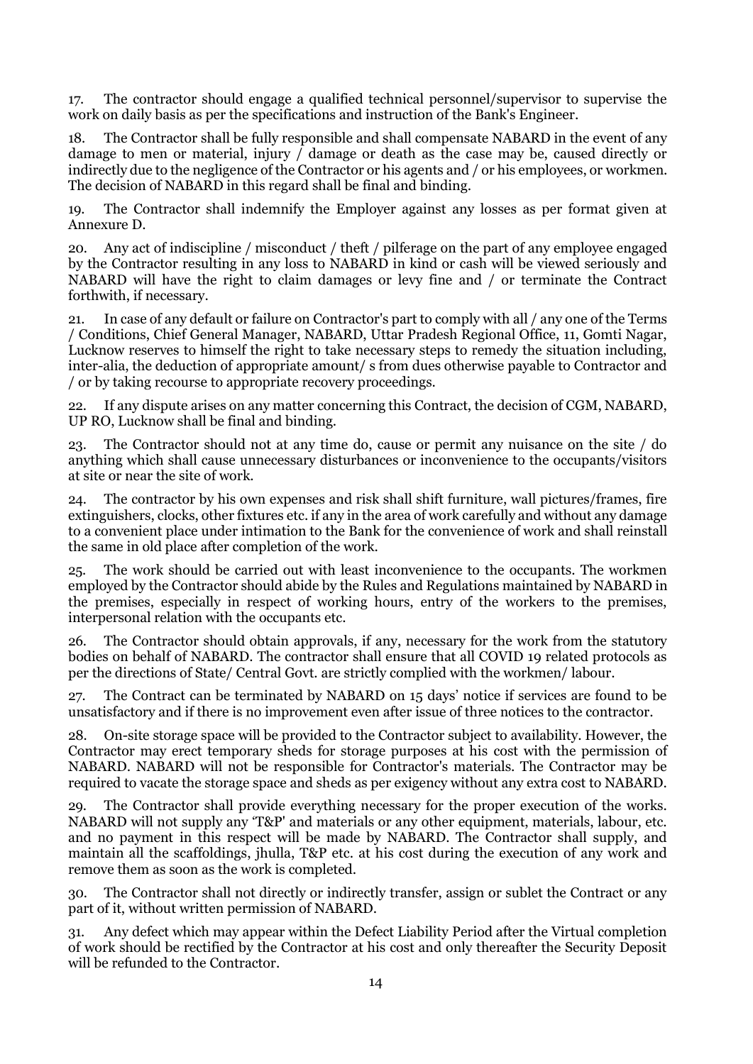17. The contractor should engage a qualified technical personnel/supervisor to supervise the work on daily basis as per the specifications and instruction of the Bank's Engineer.

18. The Contractor shall be fully responsible and shall compensate NABARD in the event of any damage to men or material, injury / damage or death as the case may be, caused directly or indirectly due to the negligence of the Contractor or his agents and / or his employees, or workmen. The decision of NABARD in this regard shall be final and binding.

19. The Contractor shall indemnify the Employer against any losses as per format given at Annexure D.

20. Any act of indiscipline / misconduct / theft / pilferage on the part of any employee engaged by the Contractor resulting in any loss to NABARD in kind or cash will be viewed seriously and NABARD will have the right to claim damages or levy fine and / or terminate the Contract forthwith, if necessary.

21. In case of any default or failure on Contractor's part to comply with all / any one of the Terms / Conditions, Chief General Manager, NABARD, Uttar Pradesh Regional Office, 11, Gomti Nagar, Lucknow reserves to himself the right to take necessary steps to remedy the situation including, inter-alia, the deduction of appropriate amount/ s from dues otherwise payable to Contractor and / or by taking recourse to appropriate recovery proceedings.

22. If any dispute arises on any matter concerning this Contract, the decision of CGM, NABARD, UP RO, Lucknow shall be final and binding.

23. The Contractor should not at any time do, cause or permit any nuisance on the site / do anything which shall cause unnecessary disturbances or inconvenience to the occupants/visitors at site or near the site of work.

24. The contractor by his own expenses and risk shall shift furniture, wall pictures/frames, fire extinguishers, clocks, other fixtures etc. if any in the area of work carefully and without any damage to a convenient place under intimation to the Bank for the convenience of work and shall reinstall the same in old place after completion of the work.

25. The work should be carried out with least inconvenience to the occupants. The workmen employed by the Contractor should abide by the Rules and Regulations maintained by NABARD in the premises, especially in respect of working hours, entry of the workers to the premises, interpersonal relation with the occupants etc.

26. The Contractor should obtain approvals, if any, necessary for the work from the statutory bodies on behalf of NABARD. The contractor shall ensure that all COVID 19 related protocols as per the directions of State/ Central Govt. are strictly complied with the workmen/ labour.

27. The Contract can be terminated by NABARD on 15 days' notice if services are found to be unsatisfactory and if there is no improvement even after issue of three notices to the contractor.

28. On-site storage space will be provided to the Contractor subject to availability. However, the Contractor may erect temporary sheds for storage purposes at his cost with the permission of NABARD. NABARD will not be responsible for Contractor's materials. The Contractor may be required to vacate the storage space and sheds as per exigency without any extra cost to NABARD.

29. The Contractor shall provide everything necessary for the proper execution of the works. NABARD will not supply any 'T&P' and materials or any other equipment, materials, labour, etc. and no payment in this respect will be made by NABARD. The Contractor shall supply, and maintain all the scaffoldings, jhulla, T&P etc. at his cost during the execution of any work and remove them as soon as the work is completed.

30. The Contractor shall not directly or indirectly transfer, assign or sublet the Contract or any part of it, without written permission of NABARD.

31. Any defect which may appear within the Defect Liability Period after the Virtual completion of work should be rectified by the Contractor at his cost and only thereafter the Security Deposit will be refunded to the Contractor.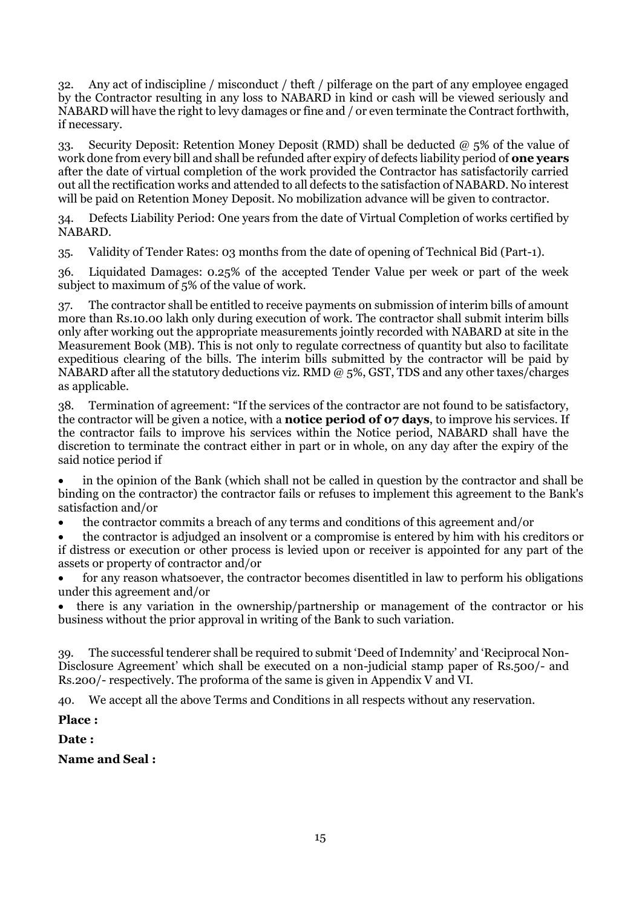32. Any act of indiscipline / misconduct / theft / pilferage on the part of any employee engaged by the Contractor resulting in any loss to NABARD in kind or cash will be viewed seriously and NABARD will have the right to levy damages or fine and / or even terminate the Contract forthwith, if necessary.

33. Security Deposit: Retention Money Deposit (RMD) shall be deducted @ 5% of the value of work done from every bill and shall be refunded after expiry of defects liability period of **one years** after the date of virtual completion of the work provided the Contractor has satisfactorily carried out all the rectification works and attended to all defects to the satisfaction of NABARD. No interest will be paid on Retention Money Deposit. No mobilization advance will be given to contractor.

34. Defects Liability Period: One years from the date of Virtual Completion of works certified by NABARD.

35. Validity of Tender Rates: 03 months from the date of opening of Technical Bid (Part-1).

36. Liquidated Damages: 0.25% of the accepted Tender Value per week or part of the week subject to maximum of 5% of the value of work.

37. The contractor shall be entitled to receive payments on submission of interim bills of amount more than Rs.10.00 lakh only during execution of work. The contractor shall submit interim bills only after working out the appropriate measurements jointly recorded with NABARD at site in the Measurement Book (MB). This is not only to regulate correctness of quantity but also to facilitate expeditious clearing of the bills. The interim bills submitted by the contractor will be paid by NABARD after all the statutory deductions viz. RMD @ 5%, GST, TDS and any other taxes/charges as applicable.

38. Termination of agreement: "If the services of the contractor are not found to be satisfactory, the contractor will be given a notice, with a **notice period of 07 days**, to improve his services. If the contractor fails to improve his services within the Notice period, NABARD shall have the discretion to terminate the contract either in part or in whole, on any day after the expiry of the said notice period if

- in the opinion of the Bank (which shall not be called in question by the contractor and shall be binding on the contractor) the contractor fails or refuses to implement this agreement to the Bank's satisfaction and/or
- the contractor commits a breach of any terms and conditions of this agreement and/or
- the contractor is adjudged an insolvent or a compromise is entered by him with his creditors or if distress or execution or other process is levied upon or receiver is appointed for any part of the assets or property of contractor and/or
- for any reason whatsoever, the contractor becomes disentitled in law to perform his obligations under this agreement and/or
- there is any variation in the ownership/partnership or management of the contractor or his business without the prior approval in writing of the Bank to such variation.

39. The successful tenderer shall be required to submit 'Deed of Indemnity' and 'Reciprocal Non-Disclosure Agreement' which shall be executed on a non-judicial stamp paper of Rs.500/- and Rs.200/- respectively. The proforma of the same is given in Appendix V and VI.

40. We accept all the above Terms and Conditions in all respects without any reservation.

**Place :**

**Date :**

**Name and Seal :**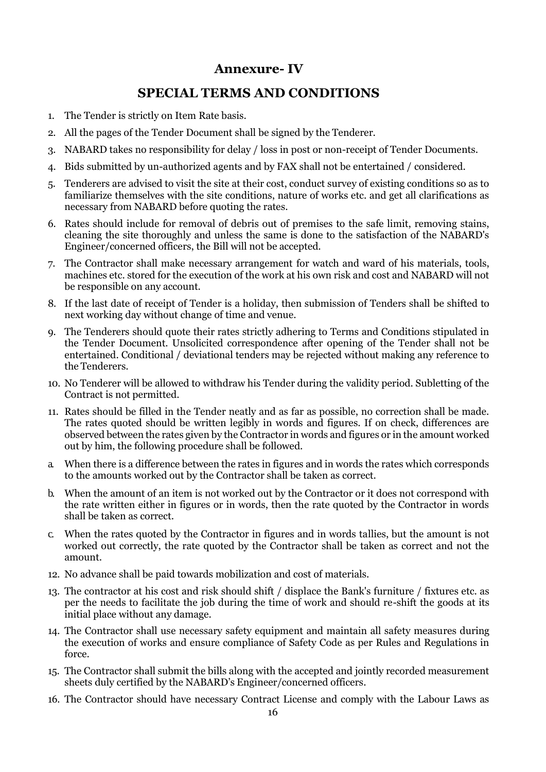# Annexure- IV

## SPECIAL TERMS AND CONDITIONS

1. The Tender is strictly on Item Rate basis.
2. All the pages of the Tender Document shall be signed by the Tenderer.
3. NABARD takes no responsibility for delay / loss in post or non-receipt of Tender Documents.
4. Bids submitted by un-authorized agents and by FAX shall not be entertained / considered.
5. Tenderers are advised to visit the site at their cost, conduct survey of existing conditions so as to familiarize themselves with the site conditions, nature of works etc. and get all clarifications as necessary from NABARD before quoting the rates.
6. Rates should include for removal of debris out of premises to the safe limit, removing stains, cleaning the site thoroughly and unless the same is done to the satisfaction of the NABARD's Engineer/concerned officers, the Bill will not be accepted.
7. The Contractor shall make necessary arrangement for watch and ward of his materials, tools, machines etc. stored for the execution of the work at his own risk and cost and NABARD will not be responsible on any account.
8. If the last date of receipt of Tender is a holiday, then submission of Tenders shall be shifted to next working day without change of time and venue.
9. The Tenderers should quote their rates strictly adhering to Terms and Conditions stipulated in the Tender Document. Unsolicited correspondence after opening of the Tender shall not be entertained. Conditional / deviational tenders may be rejected without making any reference to the Tenderers.
10. No Tenderer will be allowed to withdraw his Tender during the validity period. Subletting of the Contract is not permitted.
11. Rates should be filled in the Tender neatly and as far as possible, no correction shall be made. The rates quoted should be written legibly in words and figures. If on check, differences are observed between the rates given by the Contractor in words and figures or in the amount worked out by him, the following procedure shall be followed.

a. When there is a difference between the rates in figures and in words the rates which corresponds to the amounts worked out by the Contractor shall be taken as correct.

b. When the amount of an item is not worked out by the Contractor or it does not correspond with the rate written either in figures or in words, then the rate quoted by the Contractor in words shall be taken as correct.

c. When the rates quoted by the Contractor in figures and in words tallies, but the amount is not worked out correctly, the rate quoted by the Contractor shall be taken as correct and not the amount.

12. No advance shall be paid towards mobilization and cost of materials.
13. The contractor at his cost and risk should shift / displace the Bank's furniture / fixtures etc. as per the needs to facilitate the job during the time of work and should re-shift the goods at its initial place without any damage.
14. The Contractor shall use necessary safety equipment and maintain all safety measures during the execution of works and ensure compliance of Safety Code as per Rules and Regulations in force.
15. The Contractor shall submit the bills along with the accepted and jointly recorded measurement sheets duly certified by the NABARD's Engineer/concerned officers.
16. The Contractor should have necessary Contract License and comply with the Labour Laws as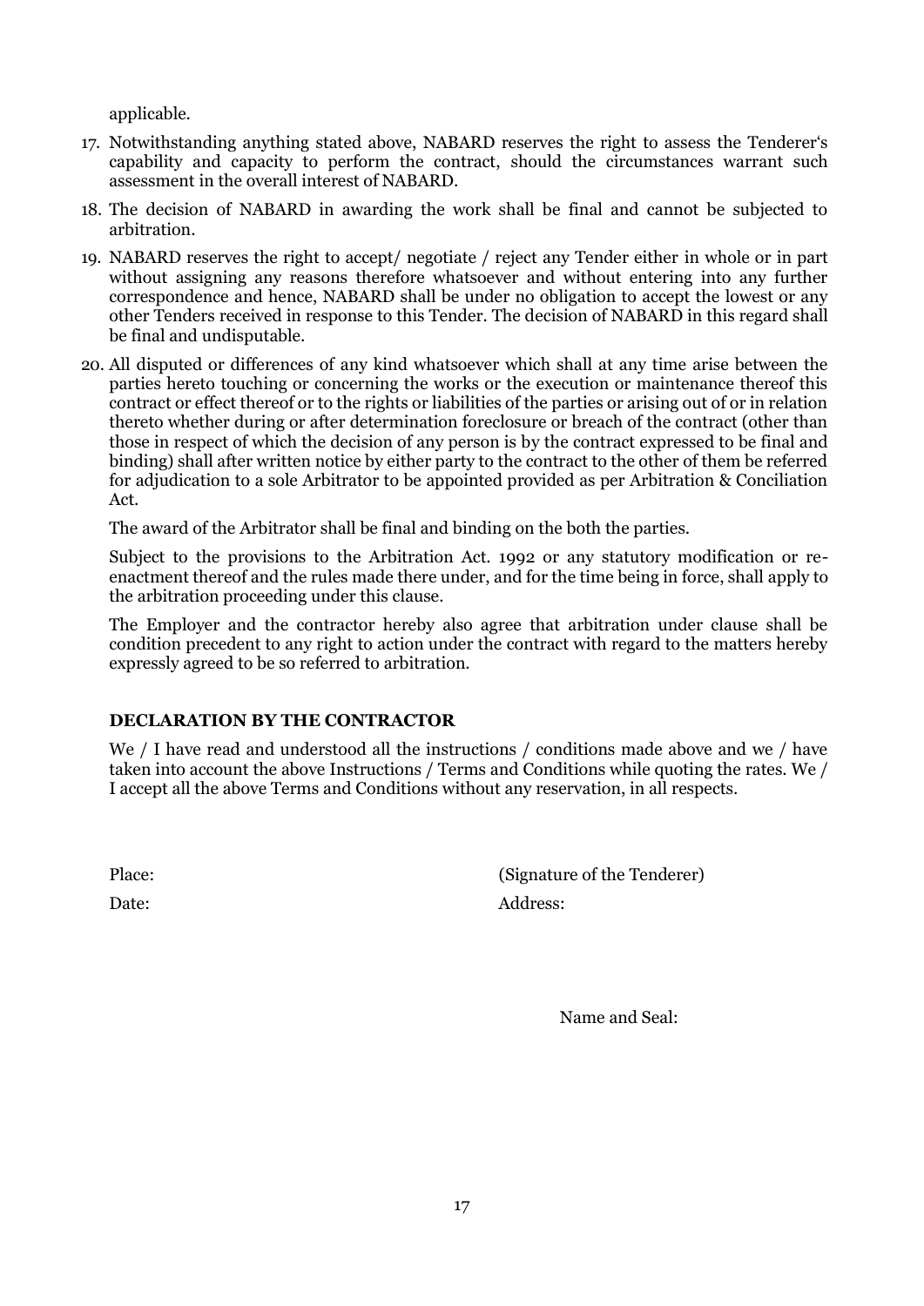applicable.

17. Notwithstanding anything stated above, NABARD reserves the right to assess the Tenderer's capability and capacity to perform the contract, should the circumstances warrant such assessment in the overall interest of NABARD.

18. The decision of NABARD in awarding the work shall be final and cannot be subjected to arbitration.

19. NABARD reserves the right to accept/ negotiate / reject any Tender either in whole or in part without assigning any reasons therefore whatsoever and without entering into any further correspondence and hence, NABARD shall be under no obligation to accept the lowest or any other Tenders received in response to this Tender. The decision of NABARD in this regard shall be final and undisputable.

20. All disputed or differences of any kind whatsoever which shall at any time arise between the parties hereto touching or concerning the works or the execution or maintenance thereof this contract or effect thereof or to the rights or liabilities of the parties or arising out of or in relation thereto whether during or after determination foreclosure or breach of the contract (other than those in respect of which the decision of any person is by the contract expressed to be final and binding) shall after written notice by either party to the contract to the other of them be referred for adjudication to a sole Arbitrator to be appointed provided as per Arbitration & Conciliation Act.

    The award of the Arbitrator shall be final and binding on the both the parties.

    Subject to the provisions to the Arbitration Act. 1992 or any statutory modification or re-enactment thereof and the rules made there under, and for the time being in force, shall apply to the arbitration proceeding under this clause.

    The Employer and the contractor hereby also agree that arbitration under clause shall be condition precedent to any right to action under the contract with regard to the matters hereby expressly agreed to be so referred to arbitration.

**DECLARATION BY THE CONTRACTOR**

We / I have read and understood all the instructions / conditions made above and we / have taken into account the above Instructions / Terms and Conditions while quoting the rates. We / I accept all the above Terms and Conditions without any reservation, in all respects.

Place: (Signature of the Tenderer)

Date: Address:

Name and Seal: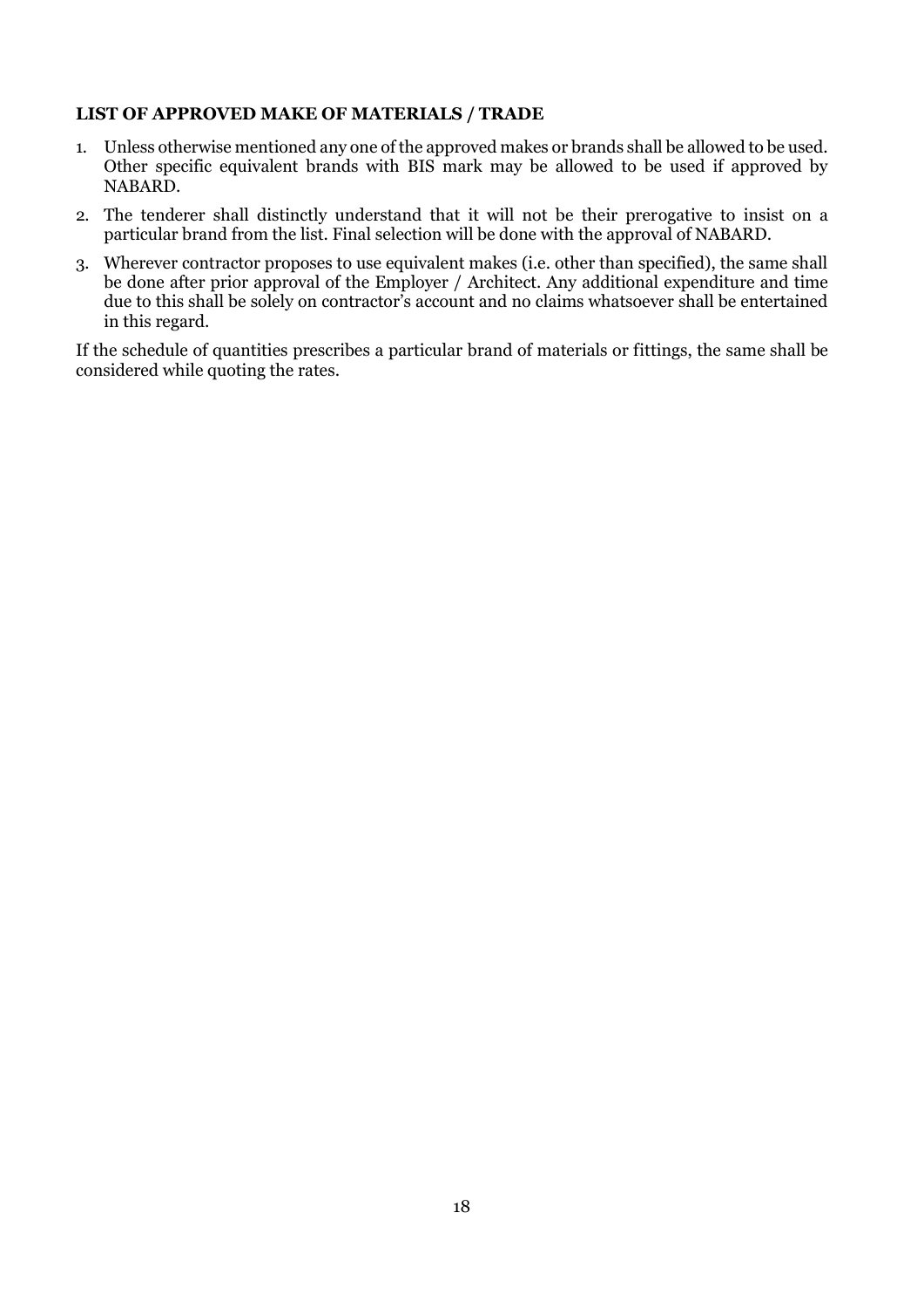**LIST OF APPROVED MAKE OF MATERIALS / TRADE**

1. Unless otherwise mentioned any one of the approved makes or brands shall be allowed to be used. Other specific equivalent brands with BIS mark may be allowed to be used if approved by NABARD.
2. The tenderer shall distinctly understand that it will not be their prerogative to insist on a particular brand from the list. Final selection will be done with the approval of NABARD.
3. Wherever contractor proposes to use equivalent makes (i.e. other than specified), the same shall be done after prior approval of the Employer / Architect. Any additional expenditure and time due to this shall be solely on contractor's account and no claims whatsoever shall be entertained in this regard.

If the schedule of quantities prescribes a particular brand of materials or fittings, the same shall be considered while quoting the rates.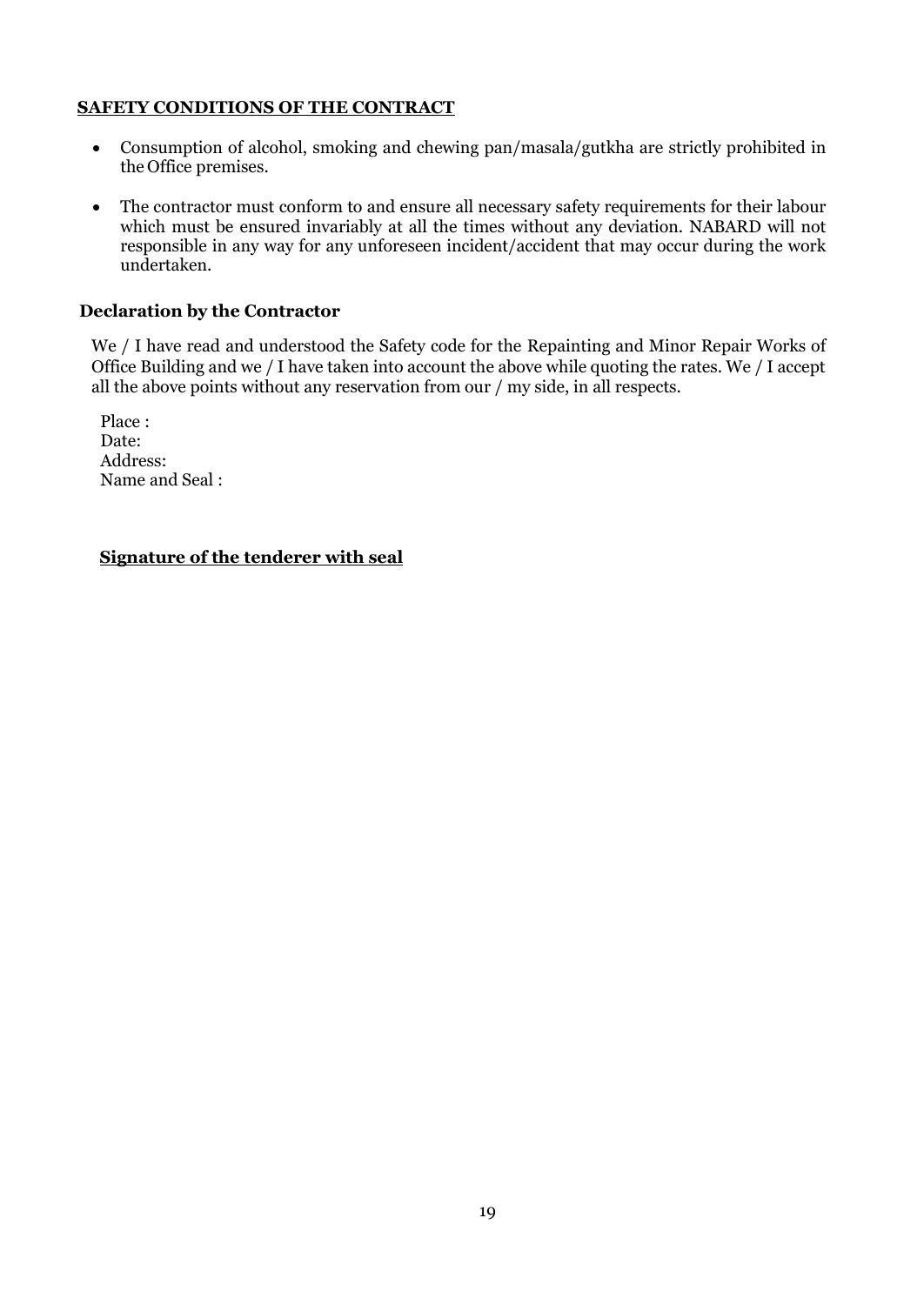## **SAFETY CONDITIONS OF THE CONTRACT**

- Consumption of alcohol, smoking and chewing pan/masala/gutkha are strictly prohibited in the Office premises.

- The contractor must conform to and ensure all necessary safety requirements for their labour which must be ensured invariably at all the times without any deviation. NABARD will not responsible in any way for any unforeseen incident/accident that may occur during the work undertaken.

### **Declaration by the Contractor**

We / I have read and understood the Safety code for the Repainting and Minor Repair Works of Office Building and we / I have taken into account the above while quoting the rates. We / I accept all the above points without any reservation from our / my side, in all respects.

Place :
Date:
Address:
Name and Seal :

**Signature of the tenderer with seal**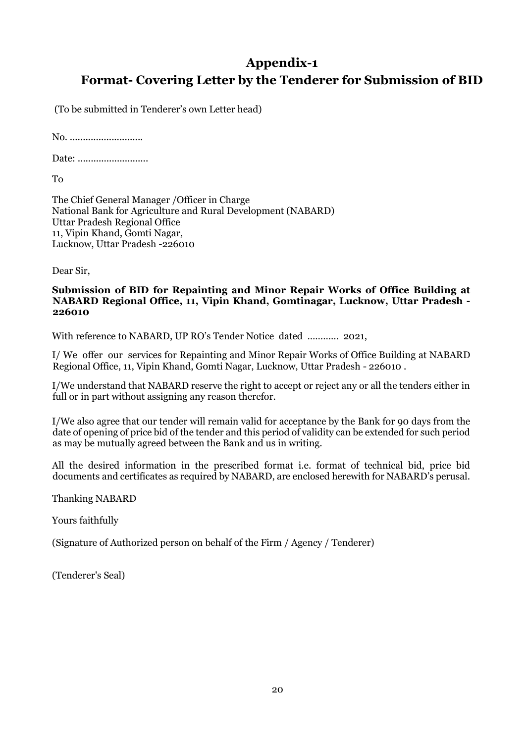# Appendix-1

## Format- Covering Letter by the Tenderer for Submission of BID

(To be submitted in Tenderer's own Letter head)

No. ..........................

Date: .........................

To

The Chief General Manager /Officer in Charge
National Bank for Agriculture and Rural Development (NABARD)
Uttar Pradesh Regional Office
11, Vipin Khand, Gomti Nagar,
Lucknow, Uttar Pradesh -226010

Dear Sir,

**Submission of BID for Repainting and Minor Repair Works of Office Building at NABARD Regional Office, 11, Vipin Khand, Gomtinagar, Lucknow, Uttar Pradesh - 226010**

With reference to NABARD, UP RO's Tender Notice dated ........... 2021,

I/ We offer our services for Repainting and Minor Repair Works of Office Building at NABARD Regional Office, 11, Vipin Khand, Gomti Nagar, Lucknow, Uttar Pradesh - 226010 .

I/We understand that NABARD reserve the right to accept or reject any or all the tenders either in full or in part without assigning any reason therefor.

I/We also agree that our tender will remain valid for acceptance by the Bank for 90 days from the date of opening of price bid of the tender and this period of validity can be extended for such period as may be mutually agreed between the Bank and us in writing.

All the desired information in the prescribed format i.e. format of technical bid, price bid documents and certificates as required by NABARD, are enclosed herewith for NABARD's perusal.

Thanking NABARD

Yours faithfully

(Signature of Authorized person on behalf of the Firm / Agency / Tenderer)

(Tenderer's Seal)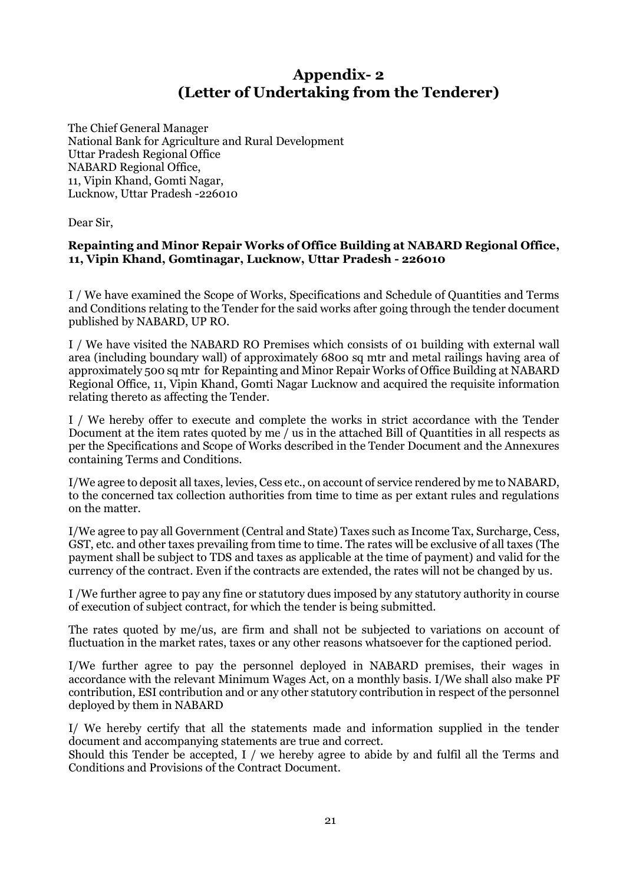# Appendix- 2
# (Letter of Undertaking from the Tenderer)

The Chief General Manager
National Bank for Agriculture and Rural Development
Uttar Pradesh Regional Office
NABARD Regional Office,
11, Vipin Khand, Gomti Nagar,
Lucknow, Uttar Pradesh -226010

Dear Sir,

**Repainting and Minor Repair Works of Office Building at NABARD Regional Office, 11, Vipin Khand, Gomtinagar, Lucknow, Uttar Pradesh - 226010**

I / We have examined the Scope of Works, Specifications and Schedule of Quantities and Terms and Conditions relating to the Tender for the said works after going through the tender document published by NABARD, UP RO.

I / We have visited the NABARD RO Premises which consists of 01 building with external wall area (including boundary wall) of approximately 6800 sq mtr and metal railings having area of approximately 500 sq mtr for Repainting and Minor Repair Works of Office Building at NABARD Regional Office, 11, Vipin Khand, Gomti Nagar Lucknow and acquired the requisite information relating thereto as affecting the Tender.

I / We hereby offer to execute and complete the works in strict accordance with the Tender Document at the item rates quoted by me / us in the attached Bill of Quantities in all respects as per the Specifications and Scope of Works described in the Tender Document and the Annexures containing Terms and Conditions.

I/We agree to deposit all taxes, levies, Cess etc., on account of service rendered by me to NABARD, to the concerned tax collection authorities from time to time as per extant rules and regulations on the matter.

I/We agree to pay all Government (Central and State) Taxes such as Income Tax, Surcharge, Cess, GST, etc. and other taxes prevailing from time to time. The rates will be exclusive of all taxes (The payment shall be subject to TDS and taxes as applicable at the time of payment) and valid for the currency of the contract. Even if the contracts are extended, the rates will not be changed by us.

I /We further agree to pay any fine or statutory dues imposed by any statutory authority in course of execution of subject contract, for which the tender is being submitted.

The rates quoted by me/us, are firm and shall not be subjected to variations on account of fluctuation in the market rates, taxes or any other reasons whatsoever for the captioned period.

I/We further agree to pay the personnel deployed in NABARD premises, their wages in accordance with the relevant Minimum Wages Act, on a monthly basis. I/We shall also make PF contribution, ESI contribution and or any other statutory contribution in respect of the personnel deployed by them in NABARD

I/ We hereby certify that all the statements made and information supplied in the tender document and accompanying statements are true and correct.
Should this Tender be accepted, I / we hereby agree to abide by and fulfil all the Terms and Conditions and Provisions of the Contract Document.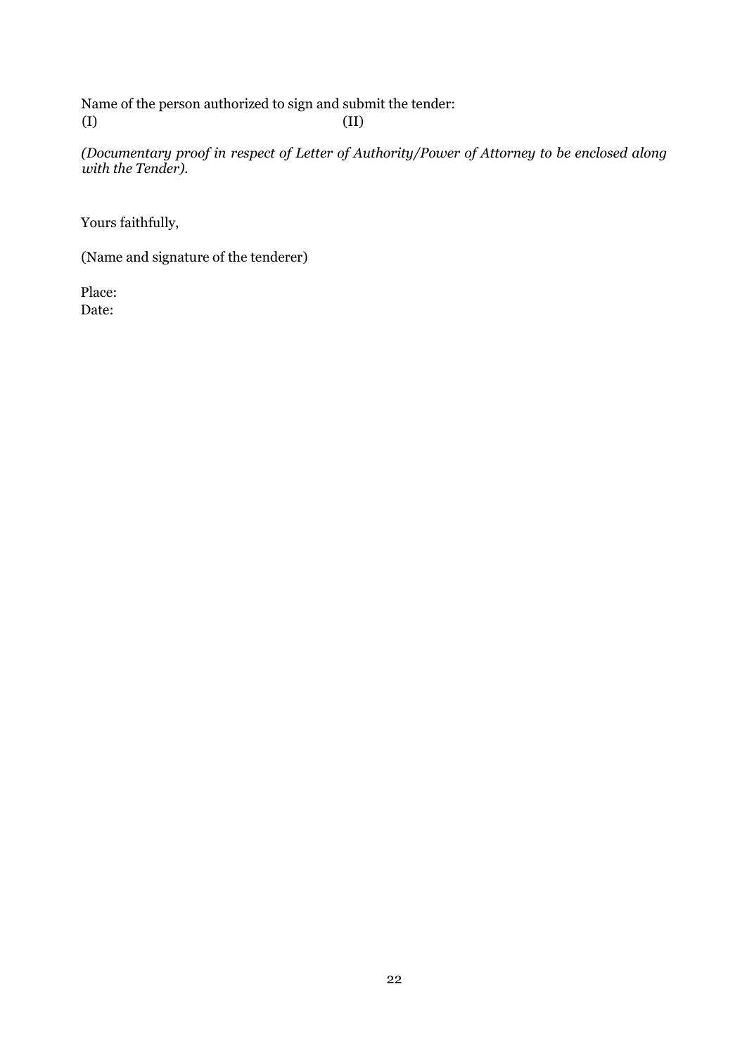Name of the person authorized to sign and submit the tender:
(I) (II)

*(Documentary proof in respect of Letter of Authority/Power of Attorney to be enclosed along with the Tender).*

Yours faithfully,

(Name and signature of the tenderer)

Place:
Date: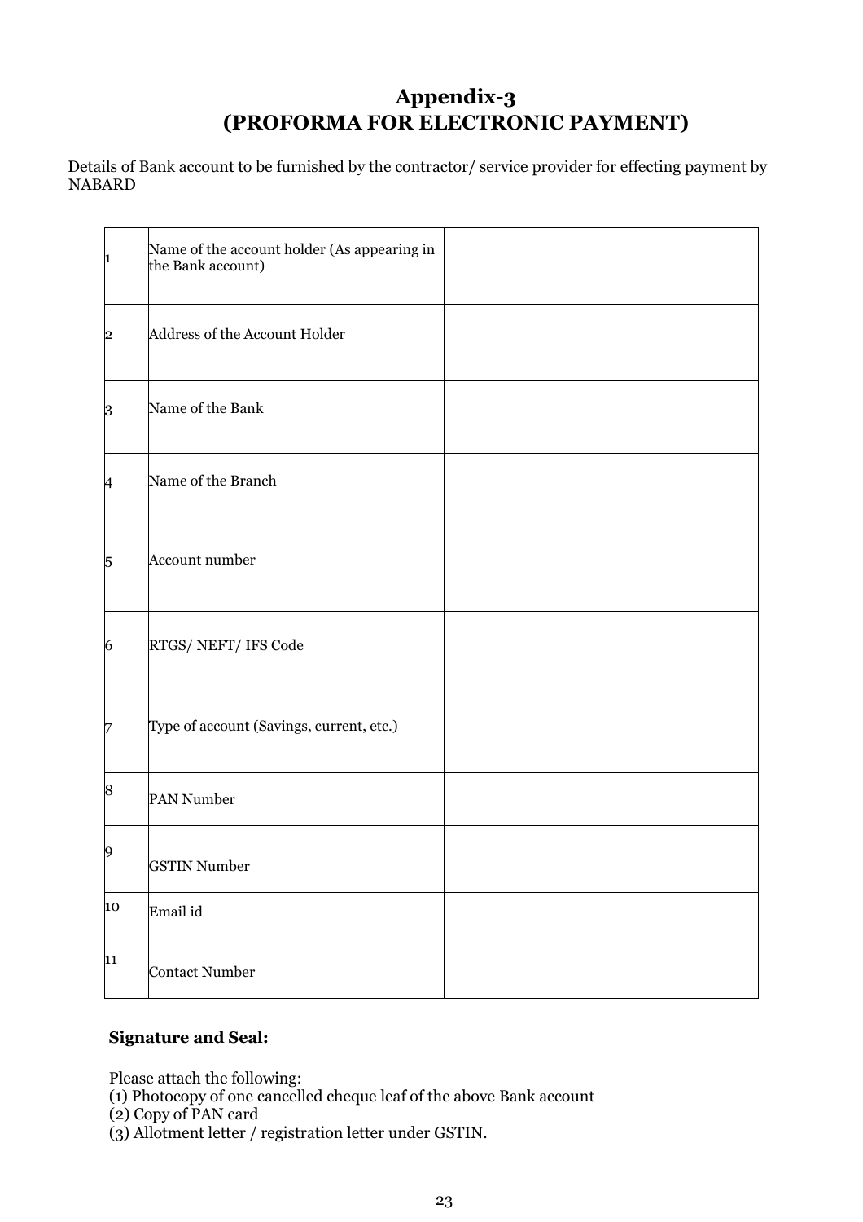# Appendix-3
# (PROFORMA FOR ELECTRONIC PAYMENT)

Details of Bank account to be furnished by the contractor/ service provider for effecting payment by NABARD

| | | |
|---|---|---|
| 1 | Name of the account holder (As appearing in the Bank account) | |
| 2 | Address of the Account Holder | |
| 3 | Name of the Bank | |
| 4 | Name of the Branch | |
| 5 | Account number | |
| 6 | RTGS/ NEFT/ IFS Code | |
| 7 | Type of account (Savings, current, etc.) | |
| 8 | PAN Number | |
| 9 | GSTIN Number | |
| 10 | Email id | |
| 11 | Contact Number | |

**Signature and Seal:**

Please attach the following:
(1) Photocopy of one cancelled cheque leaf of the above Bank account
(2) Copy of PAN card
(3) Allotment letter / registration letter under GSTIN.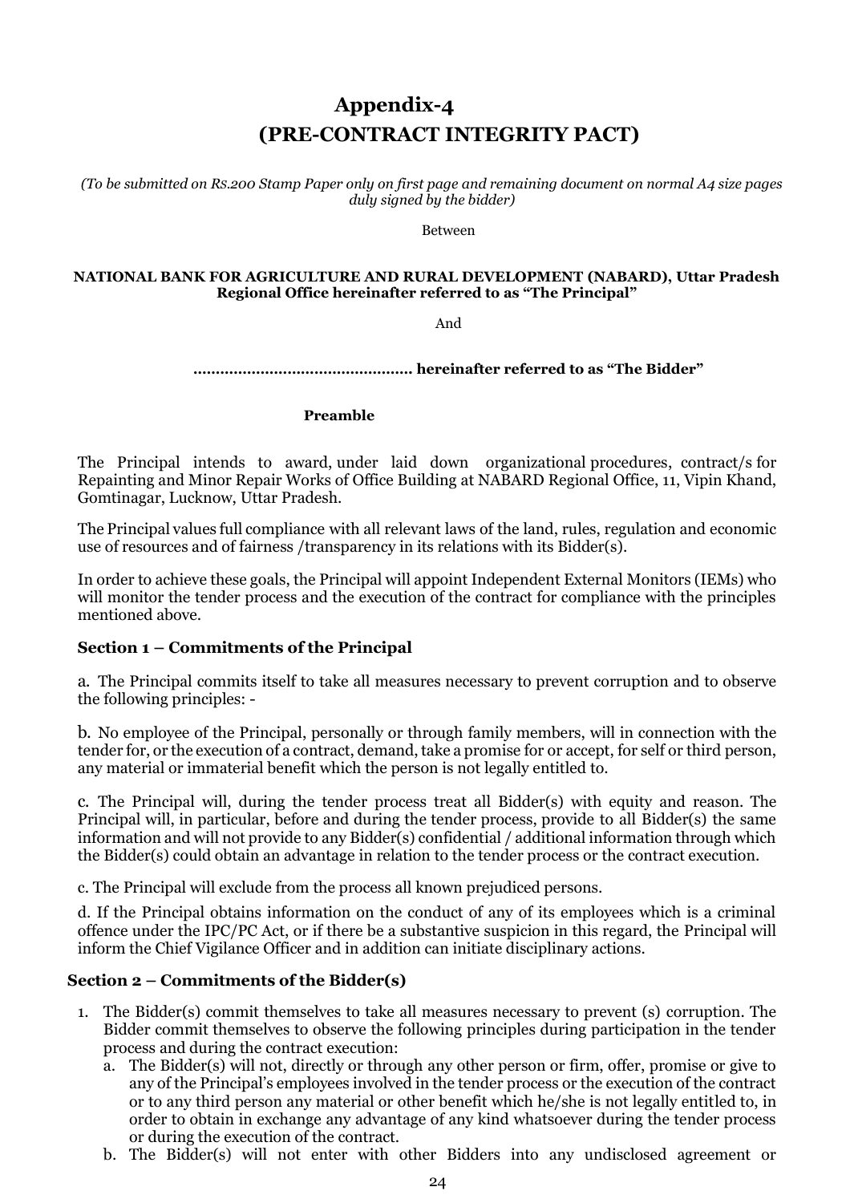# Appendix-4
# (PRE-CONTRACT INTEGRITY PACT)

*(To be submitted on Rs.200 Stamp Paper only on first page and remaining document on normal A4 size pages duly signed by the bidder)*

Between

**NATIONAL BANK FOR AGRICULTURE AND RURAL DEVELOPMENT (NABARD), Uttar Pradesh Regional Office hereinafter referred to as "The Principal"**

And

**………………………………………… hereinafter referred to as "The Bidder"**

**Preamble**

The Principal intends to award, under laid down organizational procedures, contract/s for Repainting and Minor Repair Works of Office Building at NABARD Regional Office, 11, Vipin Khand, Gomtinagar, Lucknow, Uttar Pradesh.

The Principal values full compliance with all relevant laws of the land, rules, regulation and economic use of resources and of fairness /transparency in its relations with its Bidder(s).

In order to achieve these goals, the Principal will appoint Independent External Monitors (IEMs) who will monitor the tender process and the execution of the contract for compliance with the principles mentioned above.

### Section 1 – Commitments of the Principal

a. The Principal commits itself to take all measures necessary to prevent corruption and to observe the following principles: -

b. No employee of the Principal, personally or through family members, will in connection with the tender for, or the execution of a contract, demand, take a promise for or accept, for self or third person, any material or immaterial benefit which the person is not legally entitled to.

c. The Principal will, during the tender process treat all Bidder(s) with equity and reason. The Principal will, in particular, before and during the tender process, provide to all Bidder(s) the same information and will not provide to any Bidder(s) confidential / additional information through which the Bidder(s) could obtain an advantage in relation to the tender process or the contract execution.

c. The Principal will exclude from the process all known prejudiced persons.

d. If the Principal obtains information on the conduct of any of its employees which is a criminal offence under the IPC/PC Act, or if there be a substantive suspicion in this regard, the Principal will inform the Chief Vigilance Officer and in addition can initiate disciplinary actions.

### Section 2 – Commitments of the Bidder(s)

1. The Bidder(s) commit themselves to take all measures necessary to prevent (s) corruption. The Bidder commit themselves to observe the following principles during participation in the tender process and during the contract execution:
   a. The Bidder(s) will not, directly or through any other person or firm, offer, promise or give to any of the Principal's employees involved in the tender process or the execution of the contract or to any third person any material or other benefit which he/she is not legally entitled to, in order to obtain in exchange any advantage of any kind whatsoever during the tender process or during the execution of the contract.
   b. The Bidder(s) will not enter with other Bidders into any undisclosed agreement or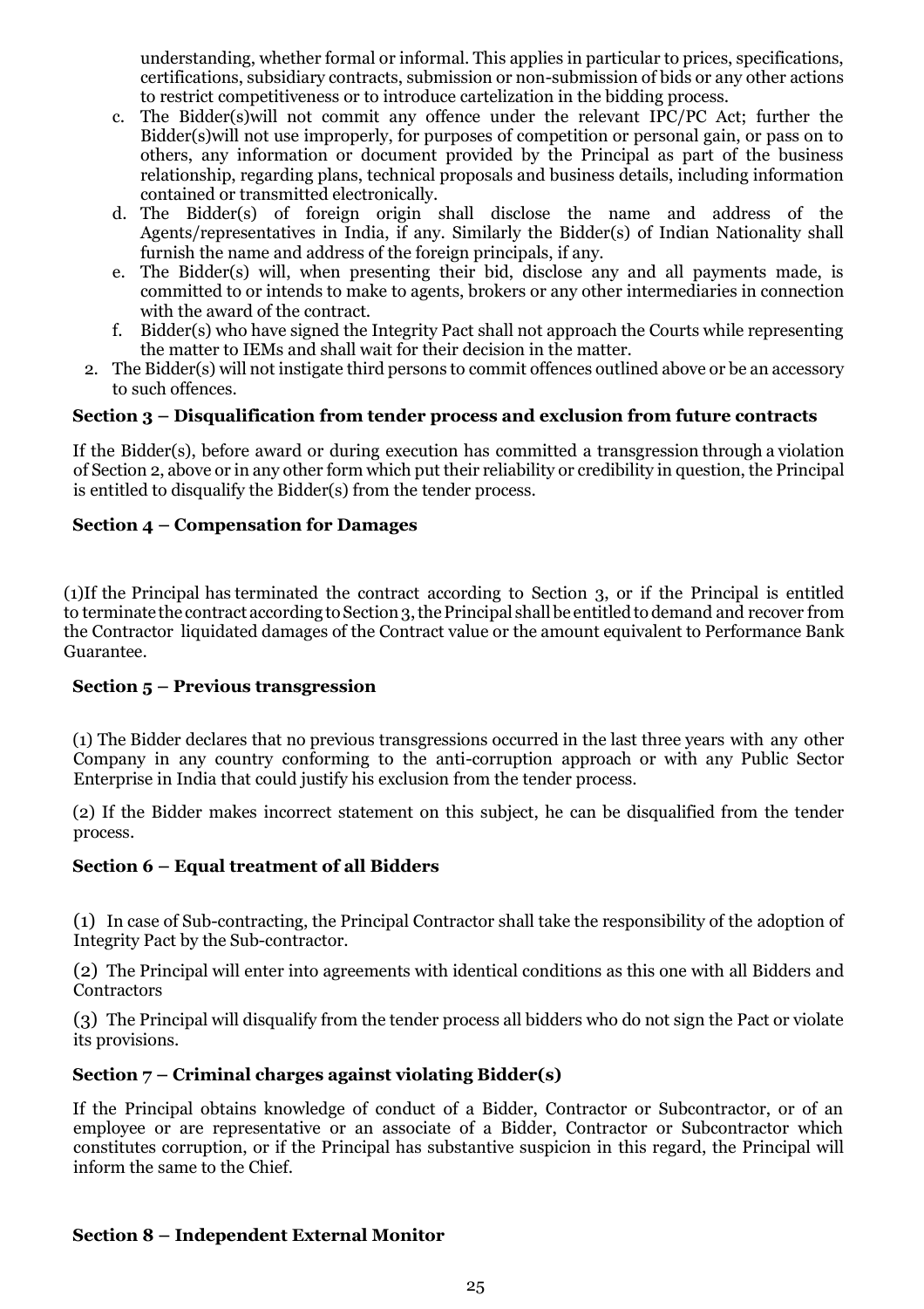understanding, whether formal or informal. This applies in particular to prices, specifications, certifications, subsidiary contracts, submission or non-submission of bids or any other actions to restrict competitiveness or to introduce cartelization in the bidding process.

c. The Bidder(s)will not commit any offence under the relevant IPC/PC Act; further the Bidder(s)will not use improperly, for purposes of competition or personal gain, or pass on to others, any information or document provided by the Principal as part of the business relationship, regarding plans, technical proposals and business details, including information contained or transmitted electronically.

d. The Bidder(s) of foreign origin shall disclose the name and address of the Agents/representatives in India, if any. Similarly the Bidder(s) of Indian Nationality shall furnish the name and address of the foreign principals, if any.

e. The Bidder(s) will, when presenting their bid, disclose any and all payments made, is committed to or intends to make to agents, brokers or any other intermediaries in connection with the award of the contract.

f. Bidder(s) who have signed the Integrity Pact shall not approach the Courts while representing the matter to IEMs and shall wait for their decision in the matter.

2. The Bidder(s) will not instigate third persons to commit offences outlined above or be an accessory to such offences.

**Section 3 – Disqualification from tender process and exclusion from future contracts**

If the Bidder(s), before award or during execution has committed a transgression through a violation of Section 2, above or in any other form which put their reliability or credibility in question, the Principal is entitled to disqualify the Bidder(s) from the tender process.

**Section 4 – Compensation for Damages**

(1)If the Principal has terminated the contract according to Section 3, or if the Principal is entitled to terminate the contract according to Section 3, the Principal shall be entitled to demand and recover from the Contractor liquidated damages of the Contract value or the amount equivalent to Performance Bank Guarantee.

**Section 5 – Previous transgression**

(1) The Bidder declares that no previous transgressions occurred in the last three years with any other Company in any country conforming to the anti-corruption approach or with any Public Sector Enterprise in India that could justify his exclusion from the tender process.

(2) If the Bidder makes incorrect statement on this subject, he can be disqualified from the tender process.

**Section 6 – Equal treatment of all Bidders**

(1) In case of Sub-contracting, the Principal Contractor shall take the responsibility of the adoption of Integrity Pact by the Sub-contractor.

(2) The Principal will enter into agreements with identical conditions as this one with all Bidders and Contractors

(3) The Principal will disqualify from the tender process all bidders who do not sign the Pact or violate its provisions.

**Section 7 – Criminal charges against violating Bidder(s)**

If the Principal obtains knowledge of conduct of a Bidder, Contractor or Subcontractor, or of an employee or are representative or an associate of a Bidder, Contractor or Subcontractor which constitutes corruption, or if the Principal has substantive suspicion in this regard, the Principal will inform the same to the Chief.

**Section 8 – Independent External Monitor**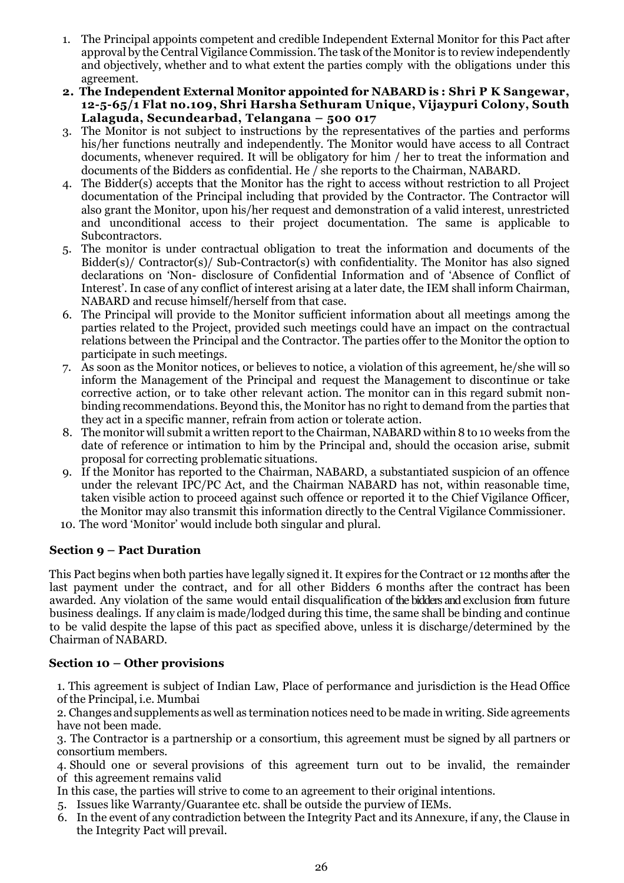1. The Principal appoints competent and credible Independent External Monitor for this Pact after approval by the Central Vigilance Commission. The task of the Monitor is to review independently and objectively, whether and to what extent the parties comply with the obligations under this agreement.
2. **The Independent External Monitor appointed for NABARD is : Shri P K Sangewar, 12-5-65/1 Flat no.109, Shri Harsha Sethuram Unique, Vijaypuri Colony, South Lalaguda, Secundearbad, Telangana – 500 017**
3. The Monitor is not subject to instructions by the representatives of the parties and performs his/her functions neutrally and independently. The Monitor would have access to all Contract documents, whenever required. It will be obligatory for him / her to treat the information and documents of the Bidders as confidential. He / she reports to the Chairman, NABARD.
4. The Bidder(s) accepts that the Monitor has the right to access without restriction to all Project documentation of the Principal including that provided by the Contractor. The Contractor will also grant the Monitor, upon his/her request and demonstration of a valid interest, unrestricted and unconditional access to their project documentation. The same is applicable to Subcontractors.
5. The monitor is under contractual obligation to treat the information and documents of the Bidder(s)/ Contractor(s)/ Sub-Contractor(s) with confidentiality. The Monitor has also signed declarations on 'Non- disclosure of Confidential Information and of 'Absence of Conflict of Interest'. In case of any conflict of interest arising at a later date, the IEM shall inform Chairman, NABARD and recuse himself/herself from that case.
6. The Principal will provide to the Monitor sufficient information about all meetings among the parties related to the Project, provided such meetings could have an impact on the contractual relations between the Principal and the Contractor. The parties offer to the Monitor the option to participate in such meetings.
7. As soon as the Monitor notices, or believes to notice, a violation of this agreement, he/she will so inform the Management of the Principal and request the Management to discontinue or take corrective action, or to take other relevant action. The monitor can in this regard submit non-binding recommendations. Beyond this, the Monitor has no right to demand from the parties that they act in a specific manner, refrain from action or tolerate action.
8. The monitor will submit a written report to the Chairman, NABARD within 8 to 10 weeks from the date of reference or intimation to him by the Principal and, should the occasion arise, submit proposal for correcting problematic situations.
9. If the Monitor has reported to the Chairman, NABARD, a substantiated suspicion of an offence under the relevant IPC/PC Act, and the Chairman NABARD has not, within reasonable time, taken visible action to proceed against such offence or reported it to the Chief Vigilance Officer, the Monitor may also transmit this information directly to the Central Vigilance Commissioner.
10. The word 'Monitor' would include both singular and plural.

### Section 9 – Pact Duration

This Pact begins when both parties have legally signed it. It expires for the Contract or 12 months after the last payment under the contract, and for all other Bidders 6 months after the contract has been awarded. Any violation of the same would entail disqualification of the bidders and exclusion from future business dealings. If any claim is made/lodged during this time, the same shall be binding and continue to be valid despite the lapse of this pact as specified above, unless it is discharge/determined by the Chairman of NABARD.

### Section 10 – Other provisions

1. This agreement is subject of Indian Law, Place of performance and jurisdiction is the Head Office of the Principal, i.e. Mumbai

2. Changes and supplements as well as termination notices need to be made in writing. Side agreements have not been made.

3. The Contractor is a partnership or a consortium, this agreement must be signed by all partners or consortium members.

4. Should one or several provisions of this agreement turn out to be invalid, the remainder of this agreement remains valid

In this case, the parties will strive to come to an agreement to their original intentions.

5. Issues like Warranty/Guarantee etc. shall be outside the purview of IEMs.
6. In the event of any contradiction between the Integrity Pact and its Annexure, if any, the Clause in the Integrity Pact will prevail.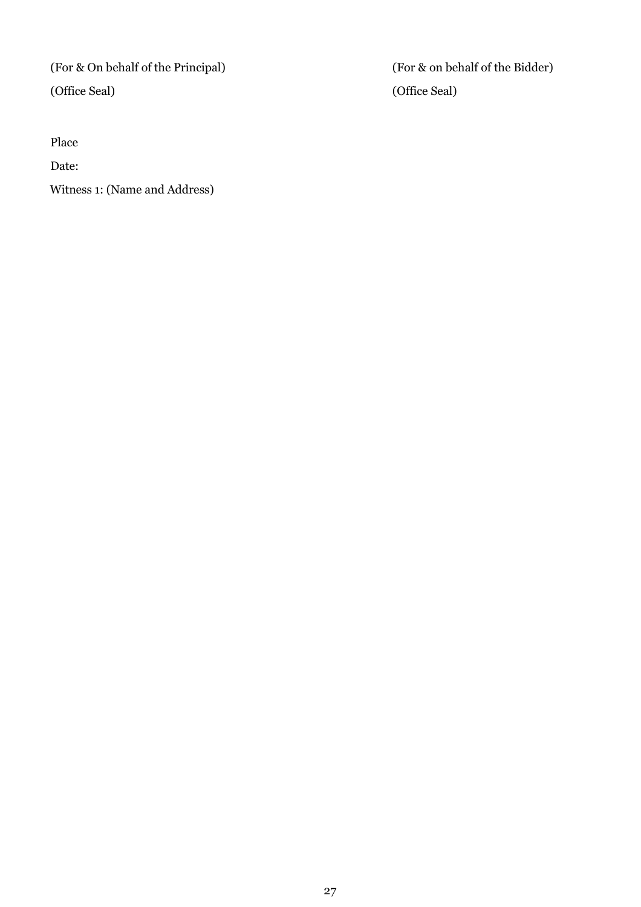(For & On behalf of the Principal)

(Office Seal)

(For & on behalf of the Bidder)

(Office Seal)

Place

Date:

Witness 1: (Name and Address)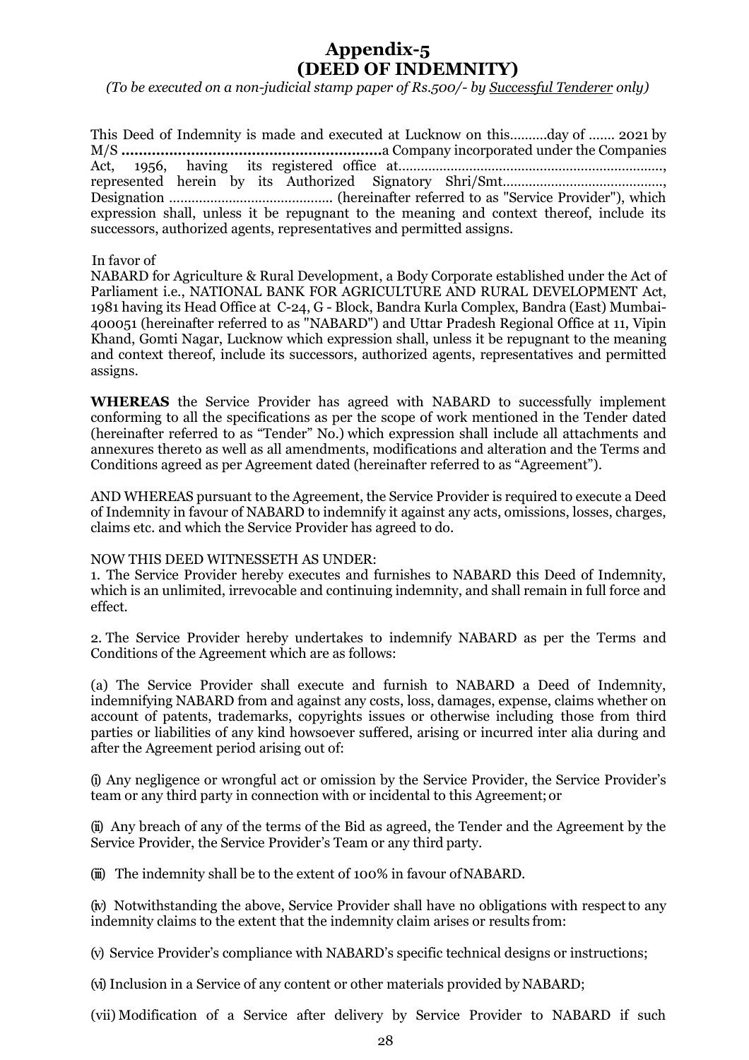# Appendix-5
# (DEED OF INDEMNITY)

*(To be executed on a non-judicial stamp paper of Rs.500/- by Successful Tenderer only)*

This Deed of Indemnity is made and executed at Lucknow on this..........day of ....... 2021 by M/S **............................................................**a Company incorporated under the Companies Act, 1956, having its registered office at......................................................................., represented herein by its Authorized Signatory Shri/Smt..........................................., Designation ........................................... (hereinafter referred to as "Service Provider"), which expression shall, unless it be repugnant to the meaning and context thereof, include its successors, authorized agents, representatives and permitted assigns.

In favor of

NABARD for Agriculture & Rural Development, a Body Corporate established under the Act of Parliament i.e., NATIONAL BANK FOR AGRICULTURE AND RURAL DEVELOPMENT Act, 1981 having its Head Office at C-24, G - Block, Bandra Kurla Complex, Bandra (East) Mumbai-400051 (hereinafter referred to as "NABARD") and Uttar Pradesh Regional Office at 11, Vipin Khand, Gomti Nagar, Lucknow which expression shall, unless it be repugnant to the meaning and context thereof, include its successors, authorized agents, representatives and permitted assigns.

**WHEREAS** the Service Provider has agreed with NABARD to successfully implement conforming to all the specifications as per the scope of work mentioned in the Tender dated (hereinafter referred to as "Tender" No.) which expression shall include all attachments and annexures thereto as well as all amendments, modifications and alteration and the Terms and Conditions agreed as per Agreement dated (hereinafter referred to as "Agreement").

AND WHEREAS pursuant to the Agreement, the Service Provider is required to execute a Deed of Indemnity in favour of NABARD to indemnify it against any acts, omissions, losses, charges, claims etc. and which the Service Provider has agreed to do.

NOW THIS DEED WITNESSETH AS UNDER:

1. The Service Provider hereby executes and furnishes to NABARD this Deed of Indemnity, which is an unlimited, irrevocable and continuing indemnity, and shall remain in full force and effect.

2. The Service Provider hereby undertakes to indemnify NABARD as per the Terms and Conditions of the Agreement which are as follows:

(a) The Service Provider shall execute and furnish to NABARD a Deed of Indemnity, indemnifying NABARD from and against any costs, loss, damages, expense, claims whether on account of patents, trademarks, copyrights issues or otherwise including those from third parties or liabilities of any kind howsoever suffered, arising or incurred inter alia during and after the Agreement period arising out of:

(i) Any negligence or wrongful act or omission by the Service Provider, the Service Provider's team or any third party in connection with or incidental to this Agreement; or

(ii) Any breach of any of the terms of the Bid as agreed, the Tender and the Agreement by the Service Provider, the Service Provider's Team or any third party.

(iii) The indemnity shall be to the extent of 100% in favour of NABARD.

(iv) Notwithstanding the above, Service Provider shall have no obligations with respect to any indemnity claims to the extent that the indemnity claim arises or results from:

(v) Service Provider's compliance with NABARD's specific technical designs or instructions;

(vi) Inclusion in a Service of any content or other materials provided by NABARD;

(vii) Modification of a Service after delivery by Service Provider to NABARD if such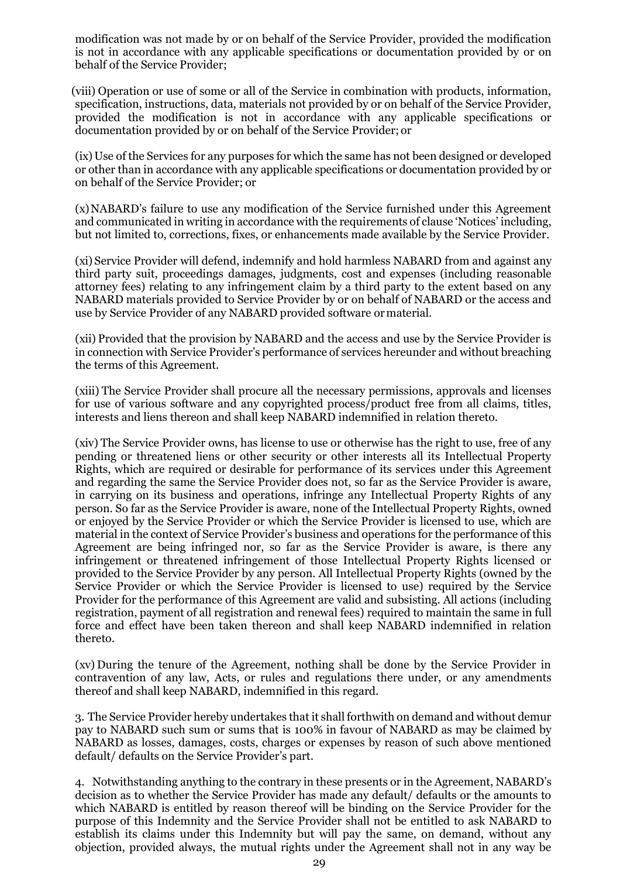modification was not made by or on behalf of the Service Provider, provided the modification is not in accordance with any applicable specifications or documentation provided by or on behalf of the Service Provider;

(viii) Operation or use of some or all of the Service in combination with products, information, specification, instructions, data, materials not provided by or on behalf of the Service Provider, provided the modification is not in accordance with any applicable specifications or documentation provided by or on behalf of the Service Provider; or

(ix) Use of the Services for any purposes for which the same has not been designed or developed or other than in accordance with any applicable specifications or documentation provided by or on behalf of the Service Provider; or

(x) NABARD's failure to use any modification of the Service furnished under this Agreement and communicated in writing in accordance with the requirements of clause 'Notices' including, but not limited to, corrections, fixes, or enhancements made available by the Service Provider.

(xi) Service Provider will defend, indemnify and hold harmless NABARD from and against any third party suit, proceedings damages, judgments, cost and expenses (including reasonable attorney fees) relating to any infringement claim by a third party to the extent based on any NABARD materials provided to Service Provider by or on behalf of NABARD or the access and use by Service Provider of any NABARD provided software or material.

(xii) Provided that the provision by NABARD and the access and use by the Service Provider is in connection with Service Provider's performance of services hereunder and without breaching the terms of this Agreement.

(xiii) The Service Provider shall procure all the necessary permissions, approvals and licenses for use of various software and any copyrighted process/product free from all claims, titles, interests and liens thereon and shall keep NABARD indemnified in relation thereto.

(xiv) The Service Provider owns, has license to use or otherwise has the right to use, free of any pending or threatened liens or other security or other interests all its Intellectual Property Rights, which are required or desirable for performance of its services under this Agreement and regarding the same the Service Provider does not, so far as the Service Provider is aware, in carrying on its business and operations, infringe any Intellectual Property Rights of any person. So far as the Service Provider is aware, none of the Intellectual Property Rights, owned or enjoyed by the Service Provider or which the Service Provider is licensed to use, which are material in the context of Service Provider's business and operations for the performance of this Agreement are being infringed nor, so far as the Service Provider is aware, is there any infringement or threatened infringement of those Intellectual Property Rights licensed or provided to the Service Provider by any person. All Intellectual Property Rights (owned by the Service Provider or which the Service Provider is licensed to use) required by the Service Provider for the performance of this Agreement are valid and subsisting. All actions (including registration, payment of all registration and renewal fees) required to maintain the same in full force and effect have been taken thereon and shall keep NABARD indemnified in relation thereto.

(xv) During the tenure of the Agreement, nothing shall be done by the Service Provider in contravention of any law, Acts, or rules and regulations there under, or any amendments thereof and shall keep NABARD, indemnified in this regard.

3. The Service Provider hereby undertakes that it shall forthwith on demand and without demur pay to NABARD such sum or sums that is 100% in favour of NABARD as may be claimed by NABARD as losses, damages, costs, charges or expenses by reason of such above mentioned default/ defaults on the Service Provider's part.

4. Notwithstanding anything to the contrary in these presents or in the Agreement, NABARD's decision as to whether the Service Provider has made any default/ defaults or the amounts to which NABARD is entitled by reason thereof will be binding on the Service Provider for the purpose of this Indemnity and the Service Provider shall not be entitled to ask NABARD to establish its claims under this Indemnity but will pay the same, on demand, without any objection, provided always, the mutual rights under the Agreement shall not in any way be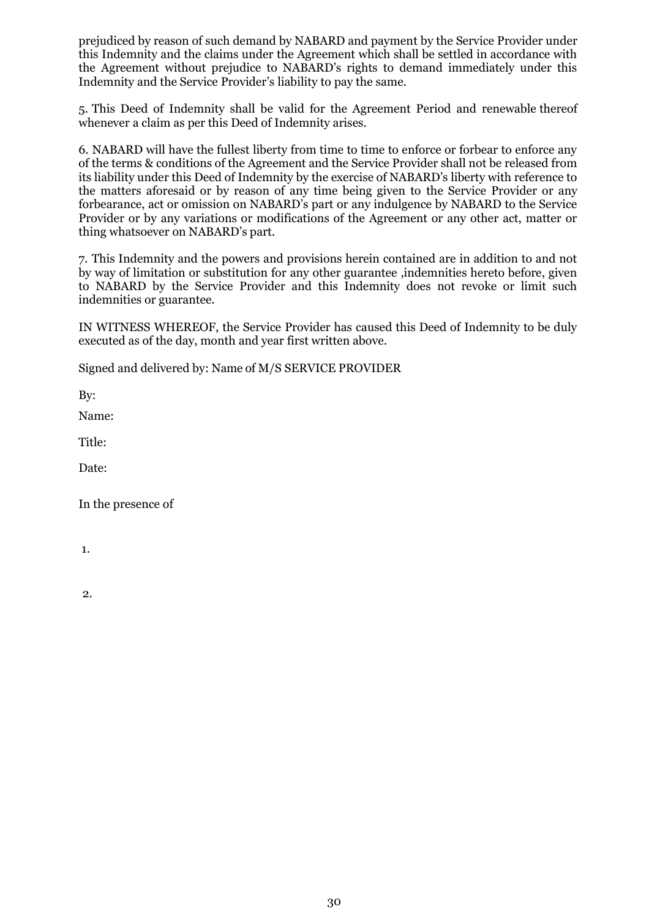prejudiced by reason of such demand by NABARD and payment by the Service Provider under this Indemnity and the claims under the Agreement which shall be settled in accordance with the Agreement without prejudice to NABARD's rights to demand immediately under this Indemnity and the Service Provider's liability to pay the same.

5. This Deed of Indemnity shall be valid for the Agreement Period and renewable thereof whenever a claim as per this Deed of Indemnity arises.

6. NABARD will have the fullest liberty from time to time to enforce or forbear to enforce any of the terms & conditions of the Agreement and the Service Provider shall not be released from its liability under this Deed of Indemnity by the exercise of NABARD's liberty with reference to the matters aforesaid or by reason of any time being given to the Service Provider or any forbearance, act or omission on NABARD's part or any indulgence by NABARD to the Service Provider or by any variations or modifications of the Agreement or any other act, matter or thing whatsoever on NABARD's part.

7. This Indemnity and the powers and provisions herein contained are in addition to and not by way of limitation or substitution for any other guarantee ,indemnities hereto before, given to NABARD by the Service Provider and this Indemnity does not revoke or limit such indemnities or guarantee.

IN WITNESS WHEREOF, the Service Provider has caused this Deed of Indemnity to be duly executed as of the day, month and year first written above.

Signed and delivered by: Name of M/S SERVICE PROVIDER

By:

Name:

Title:

Date:

In the presence of

1.

2.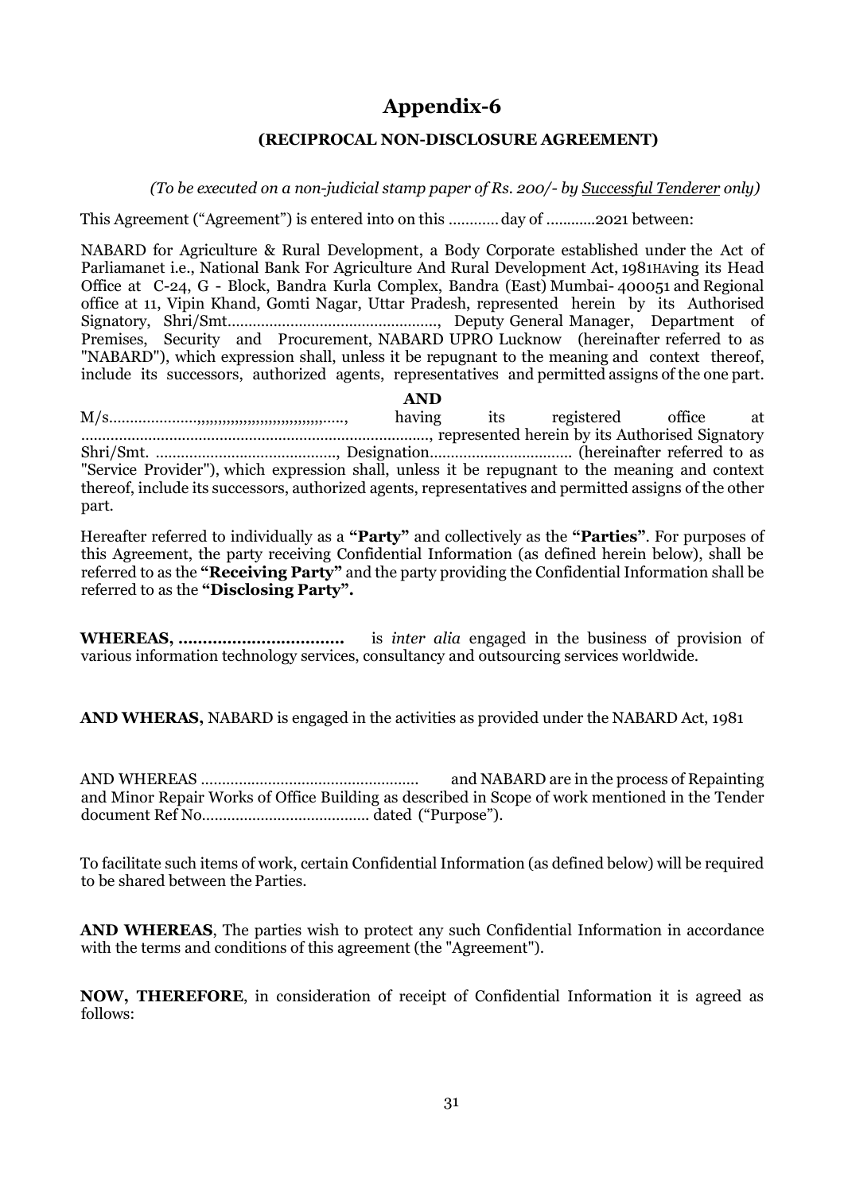# Appendix-6

## (RECIPROCAL NON-DISCLOSURE AGREEMENT)

*(To be executed on a non-judicial stamp paper of Rs. 200/- by* ***Successful Tenderer*** *only)*

This Agreement ("Agreement") is entered into on this ………… day of …………2021 between:

NABARD for Agriculture & Rural Development, a Body Corporate established under the Act of Parliamanet i.e., National Bank For Agriculture And Rural Development Act, 1981HAving its Head Office at C-24, G - Block, Bandra Kurla Complex, Bandra (East) Mumbai- 400051 and Regional office at 11, Vipin Khand, Gomti Nagar, Uttar Pradesh, represented herein by its Authorised Signatory, Shri/Smt……………………………………………, Deputy General Manager, Department of Premises, Security and Procurement, NABARD UPRO Lucknow (hereinafter referred to as "NABARD"), which expression shall, unless it be repugnant to the meaning and context thereof, include its successors, authorized agents, representatives and permitted assigns of the one part.

**AND**

M/s………………,,,,,,,,,,,,,,,,,,,,,,,,,,,,,,,……, having its registered office at ………………………………………………………………………, represented herein by its Authorised Signatory Shri/Smt. ………………………………………, Designation…………………………… (hereinafter referred to as "Service Provider"), which expression shall, unless it be repugnant to the meaning and context thereof, include its successors, authorized agents, representatives and permitted assigns of the other part.

Hereafter referred to individually as a **"Party"** and collectively as the **"Parties"**. For purposes of this Agreement, the party receiving Confidential Information (as defined herein below), shall be referred to as the **"Receiving Party"** and the party providing the Confidential Information shall be referred to as the **"Disclosing Party".**

**WHEREAS, ……………………………** is *inter alia* engaged in the business of provision of various information technology services, consultancy and outsourcing services worldwide.

**AND WHERAS,** NABARD is engaged in the activities as provided under the NABARD Act, 1981

AND WHEREAS …………………………………………… and NABARD are in the process of Repainting and Minor Repair Works of Office Building as described in Scope of work mentioned in the Tender document Ref No………………………………… dated ("Purpose").

To facilitate such items of work, certain Confidential Information (as defined below) will be required to be shared between the Parties.

**AND WHEREAS**, The parties wish to protect any such Confidential Information in accordance with the terms and conditions of this agreement (the "Agreement").

**NOW, THEREFORE**, in consideration of receipt of Confidential Information it is agreed as follows: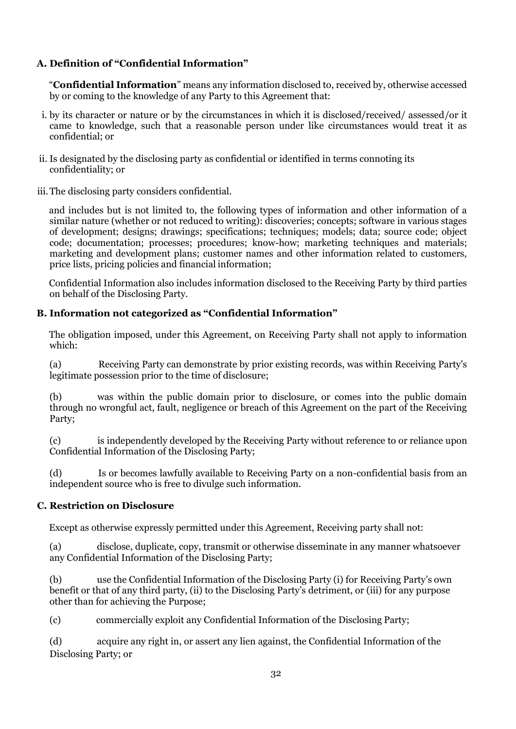### A. Definition of "Confidential Information"

"**Confidential Information**" means any information disclosed to, received by, otherwise accessed by or coming to the knowledge of any Party to this Agreement that:

i. by its character or nature or by the circumstances in which it is disclosed/received/ assessed/or it came to knowledge, such that a reasonable person under like circumstances would treat it as confidential; or

ii. Is designated by the disclosing party as confidential or identified in terms connoting its confidentiality; or

iii. The disclosing party considers confidential.

and includes but is not limited to, the following types of information and other information of a similar nature (whether or not reduced to writing): discoveries; concepts; software in various stages of development; designs; drawings; specifications; techniques; models; data; source code; object code; documentation; processes; procedures; know-how; marketing techniques and materials; marketing and development plans; customer names and other information related to customers, price lists, pricing policies and financial information;

Confidential Information also includes information disclosed to the Receiving Party by third parties on behalf of the Disclosing Party.

### B. Information not categorized as "Confidential Information"

The obligation imposed, under this Agreement, on Receiving Party shall not apply to information which:

(a) Receiving Party can demonstrate by prior existing records, was within Receiving Party's legitimate possession prior to the time of disclosure;

(b) was within the public domain prior to disclosure, or comes into the public domain through no wrongful act, fault, negligence or breach of this Agreement on the part of the Receiving Party;

(c) is independently developed by the Receiving Party without reference to or reliance upon Confidential Information of the Disclosing Party;

(d) Is or becomes lawfully available to Receiving Party on a non-confidential basis from an independent source who is free to divulge such information.

### C. Restriction on Disclosure

Except as otherwise expressly permitted under this Agreement, Receiving party shall not:

(a) disclose, duplicate, copy, transmit or otherwise disseminate in any manner whatsoever any Confidential Information of the Disclosing Party;

(b) use the Confidential Information of the Disclosing Party (i) for Receiving Party's own benefit or that of any third party, (ii) to the Disclosing Party's detriment, or (iii) for any purpose other than for achieving the Purpose;

(c) commercially exploit any Confidential Information of the Disclosing Party;

(d) acquire any right in, or assert any lien against, the Confidential Information of the Disclosing Party; or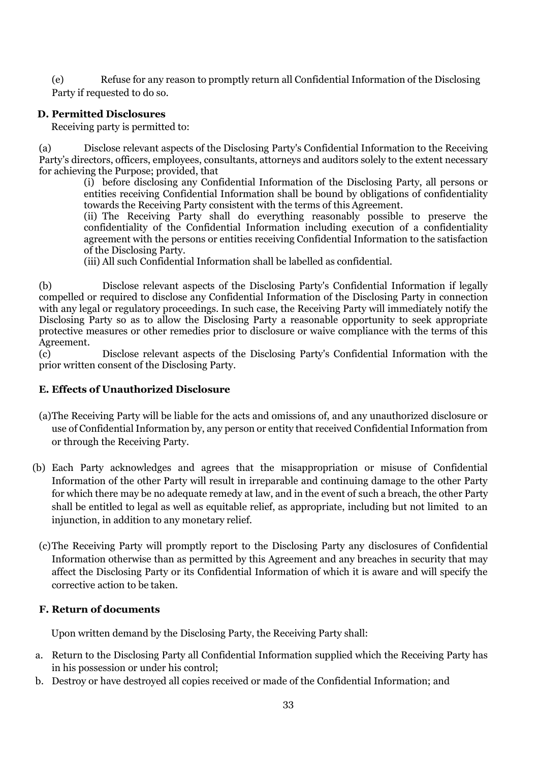(e) Refuse for any reason to promptly return all Confidential Information of the Disclosing Party if requested to do so.

**D. Permitted Disclosures**

Receiving party is permitted to:

(a) Disclose relevant aspects of the Disclosing Party's Confidential Information to the Receiving Party's directors, officers, employees, consultants, attorneys and auditors solely to the extent necessary for achieving the Purpose; provided, that

> (i) before disclosing any Confidential Information of the Disclosing Party, all persons or entities receiving Confidential Information shall be bound by obligations of confidentiality towards the Receiving Party consistent with the terms of this Agreement.
>
> (ii) The Receiving Party shall do everything reasonably possible to preserve the confidentiality of the Confidential Information including execution of a confidentiality agreement with the persons or entities receiving Confidential Information to the satisfaction of the Disclosing Party.
>
> (iii) All such Confidential Information shall be labelled as confidential.

(b) Disclose relevant aspects of the Disclosing Party's Confidential Information if legally compelled or required to disclose any Confidential Information of the Disclosing Party in connection with any legal or regulatory proceedings. In such case, the Receiving Party will immediately notify the Disclosing Party so as to allow the Disclosing Party a reasonable opportunity to seek appropriate protective measures or other remedies prior to disclosure or waive compliance with the terms of this Agreement.

(c) Disclose relevant aspects of the Disclosing Party's Confidential Information with the prior written consent of the Disclosing Party.

**E. Effects of Unauthorized Disclosure**

(a) The Receiving Party will be liable for the acts and omissions of, and any unauthorized disclosure or use of Confidential Information by, any person or entity that received Confidential Information from or through the Receiving Party.

(b) Each Party acknowledges and agrees that the misappropriation or misuse of Confidential Information of the other Party will result in irreparable and continuing damage to the other Party for which there may be no adequate remedy at law, and in the event of such a breach, the other Party shall be entitled to legal as well as equitable relief, as appropriate, including but not limited to an injunction, in addition to any monetary relief.

(c) The Receiving Party will promptly report to the Disclosing Party any disclosures of Confidential Information otherwise than as permitted by this Agreement and any breaches in security that may affect the Disclosing Party or its Confidential Information of which it is aware and will specify the corrective action to be taken.

**F. Return of documents**

Upon written demand by the Disclosing Party, the Receiving Party shall:

a. Return to the Disclosing Party all Confidential Information supplied which the Receiving Party has in his possession or under his control;
b. Destroy or have destroyed all copies received or made of the Confidential Information; and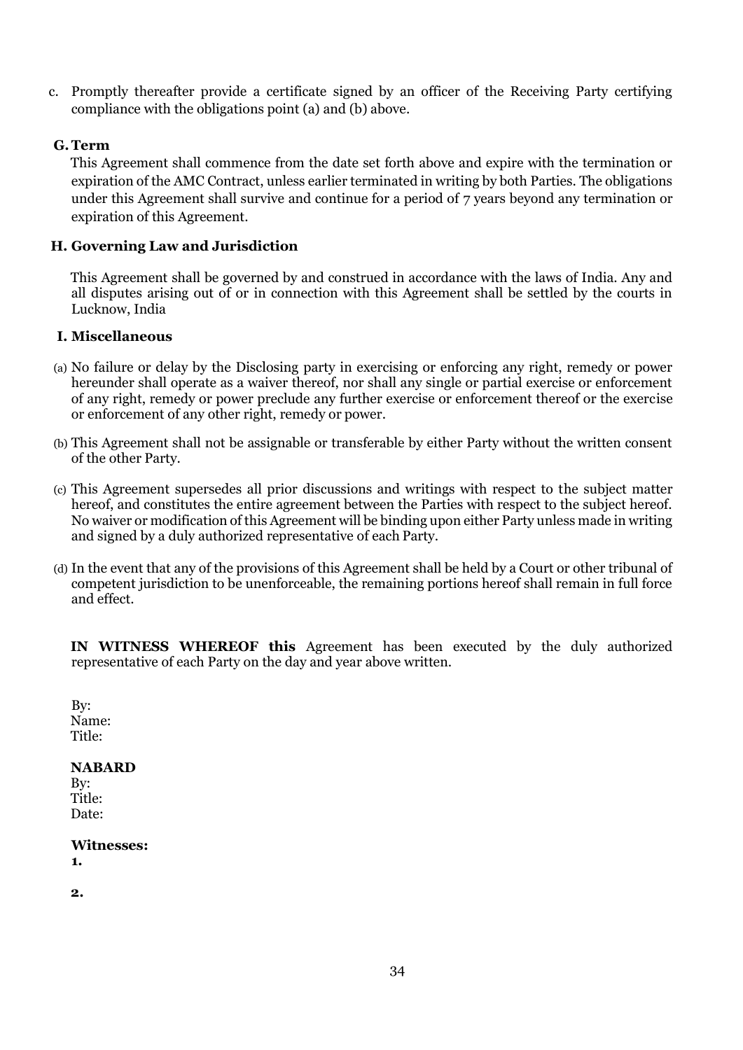c. Promptly thereafter provide a certificate signed by an officer of the Receiving Party certifying compliance with the obligations point (a) and (b) above.

**G. Term**

This Agreement shall commence from the date set forth above and expire with the termination or expiration of the AMC Contract, unless earlier terminated in writing by both Parties. The obligations under this Agreement shall survive and continue for a period of 7 years beyond any termination or expiration of this Agreement.

**H. Governing Law and Jurisdiction**

This Agreement shall be governed by and construed in accordance with the laws of India. Any and all disputes arising out of or in connection with this Agreement shall be settled by the courts in Lucknow, India

**I. Miscellaneous**

(a) No failure or delay by the Disclosing party in exercising or enforcing any right, remedy or power hereunder shall operate as a waiver thereof, nor shall any single or partial exercise or enforcement of any right, remedy or power preclude any further exercise or enforcement thereof or the exercise or enforcement of any other right, remedy or power.

(b) This Agreement shall not be assignable or transferable by either Party without the written consent of the other Party.

(c) This Agreement supersedes all prior discussions and writings with respect to the subject matter hereof, and constitutes the entire agreement between the Parties with respect to the subject hereof. No waiver or modification of this Agreement will be binding upon either Party unless made in writing and signed by a duly authorized representative of each Party.

(d) In the event that any of the provisions of this Agreement shall be held by a Court or other tribunal of competent jurisdiction to be unenforceable, the remaining portions hereof shall remain in full force and effect.

**IN WITNESS WHEREOF this** Agreement has been executed by the duly authorized representative of each Party on the day and year above written.

By:
Name:
Title:

**NABARD**
By:
Title:
Date:

**Witnesses:**
**1.**

**2.**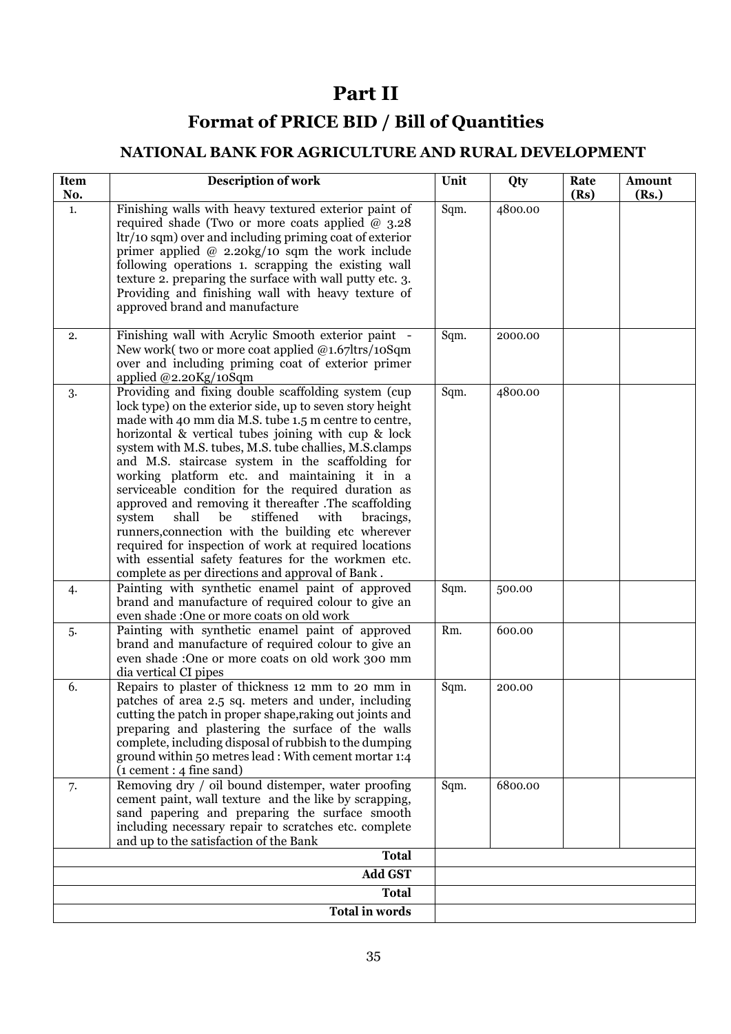# Part II

## Format of PRICE BID / Bill of Quantities

### NATIONAL BANK FOR AGRICULTURE AND RURAL DEVELOPMENT

| Item No. | Description of work | Unit | Qty | Rate (Rs) | Amount (Rs.) |
|---|---|---|---|---|---|
| 1. | Finishing walls with heavy textured exterior paint of required shade (Two or more coats applied @ 3.28 ltr/10 sqm) over and including priming coat of exterior primer applied @ 2.20kg/10 sqm the work include following operations 1. scrapping the existing wall texture 2. preparing the surface with wall putty etc. 3. Providing and finishing wall with heavy texture of approved brand and manufacture | Sqm. | 4800.00 | | |
| 2. | Finishing wall with Acrylic Smooth exterior paint - New work( two or more coat applied @1.67ltrs/10Sqm over and including priming coat of exterior primer applied @2.20Kg/10Sqm | Sqm. | 2000.00 | | |
| 3. | Providing and fixing double scaffolding system (cup lock type) on the exterior side, up to seven story height made with 40 mm dia M.S. tube 1.5 m centre to centre, horizontal & vertical tubes joining with cup & lock system with M.S. tubes, M.S. tube challies, M.S.clamps and M.S. staircase system in the scaffolding for working platform etc. and maintaining it in a serviceable condition for the required duration as approved and removing it thereafter .The scaffolding system shall be stiffened with bracings, runners,connection with the building etc wherever required for inspection of work at required locations with essential safety features for the workmen etc. complete as per directions and approval of Bank . | Sqm. | 4800.00 | | |
| 4. | Painting with synthetic enamel paint of approved brand and manufacture of required colour to give an even shade :One or more coats on old work | Sqm. | 500.00 | | |
| 5. | Painting with synthetic enamel paint of approved brand and manufacture of required colour to give an even shade :One or more coats on old work 300 mm dia vertical CI pipes | Rm. | 600.00 | | |
| 6. | Repairs to plaster of thickness 12 mm to 20 mm in patches of area 2.5 sq. meters and under, including cutting the patch in proper shape,raking out joints and preparing and plastering the surface of the walls complete, including disposal of rubbish to the dumping ground within 50 metres lead : With cement mortar 1:4 (1 cement : 4 fine sand) | Sqm. | 200.00 | | |
| 7. | Removing dry / oil bound distemper, water proofing cement paint, wall texture and the like by scrapping, sand papering and preparing the surface smooth including necessary repair to scratches etc. complete and up to the satisfaction of the Bank | Sqm. | 6800.00 | | |
| | **Total** | | | | |
| | **Add GST** | | | | |
| | **Total** | | | | |
| | **Total in words** | | | | |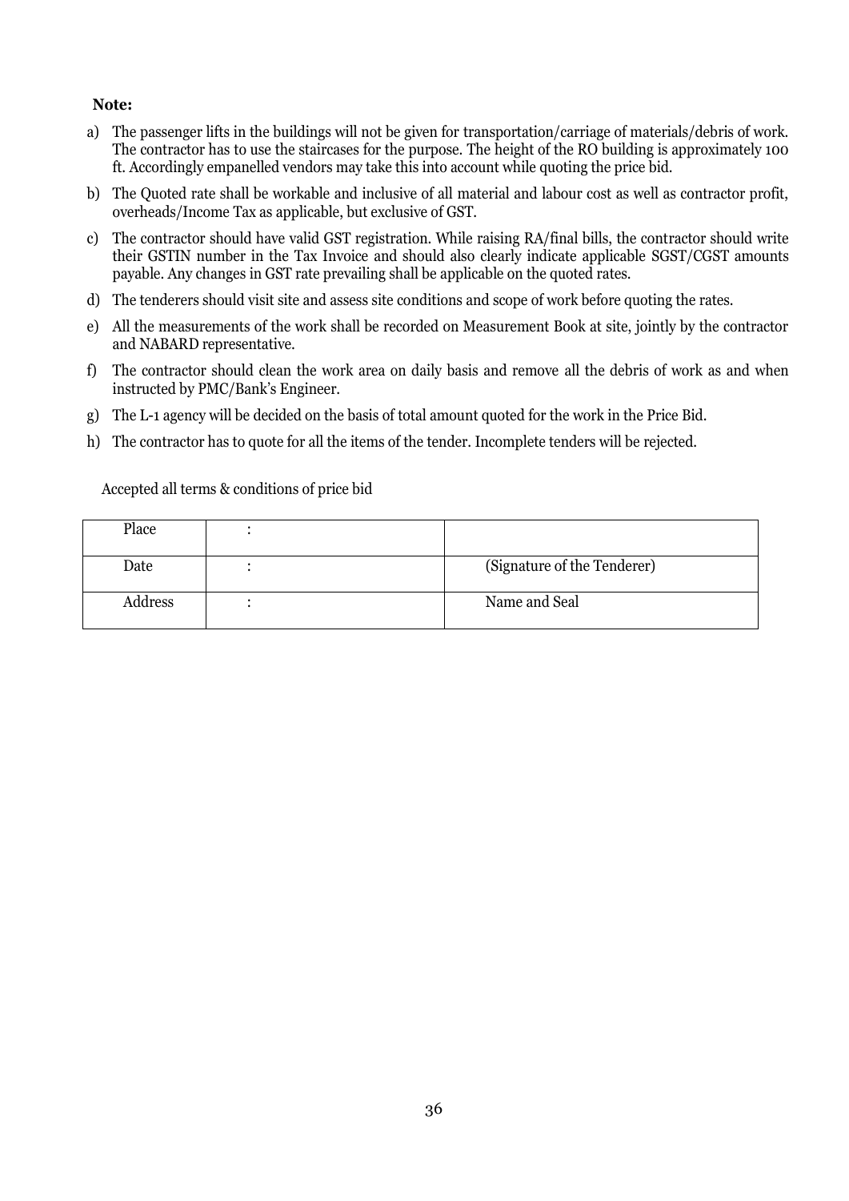**Note:**

a) The passenger lifts in the buildings will not be given for transportation/carriage of materials/debris of work. The contractor has to use the staircases for the purpose. The height of the RO building is approximately 100 ft. Accordingly empanelled vendors may take this into account while quoting the price bid.

b) The Quoted rate shall be workable and inclusive of all material and labour cost as well as contractor profit, overheads/Income Tax as applicable, but exclusive of GST.

c) The contractor should have valid GST registration. While raising RA/final bills, the contractor should write their GSTIN number in the Tax Invoice and should also clearly indicate applicable SGST/CGST amounts payable. Any changes in GST rate prevailing shall be applicable on the quoted rates.

d) The tenderers should visit site and assess site conditions and scope of work before quoting the rates.

e) All the measurements of the work shall be recorded on Measurement Book at site, jointly by the contractor and NABARD representative.

f) The contractor should clean the work area on daily basis and remove all the debris of work as and when instructed by PMC/Bank's Engineer.

g) The L-1 agency will be decided on the basis of total amount quoted for the work in the Price Bid.

h) The contractor has to quote for all the items of the tender. Incomplete tenders will be rejected.

Accepted all terms & conditions of price bid

| | | |
|---|---|---|
| Place | : | |
| Date | : | (Signature of the Tenderer) |
| Address | : | Name and Seal |